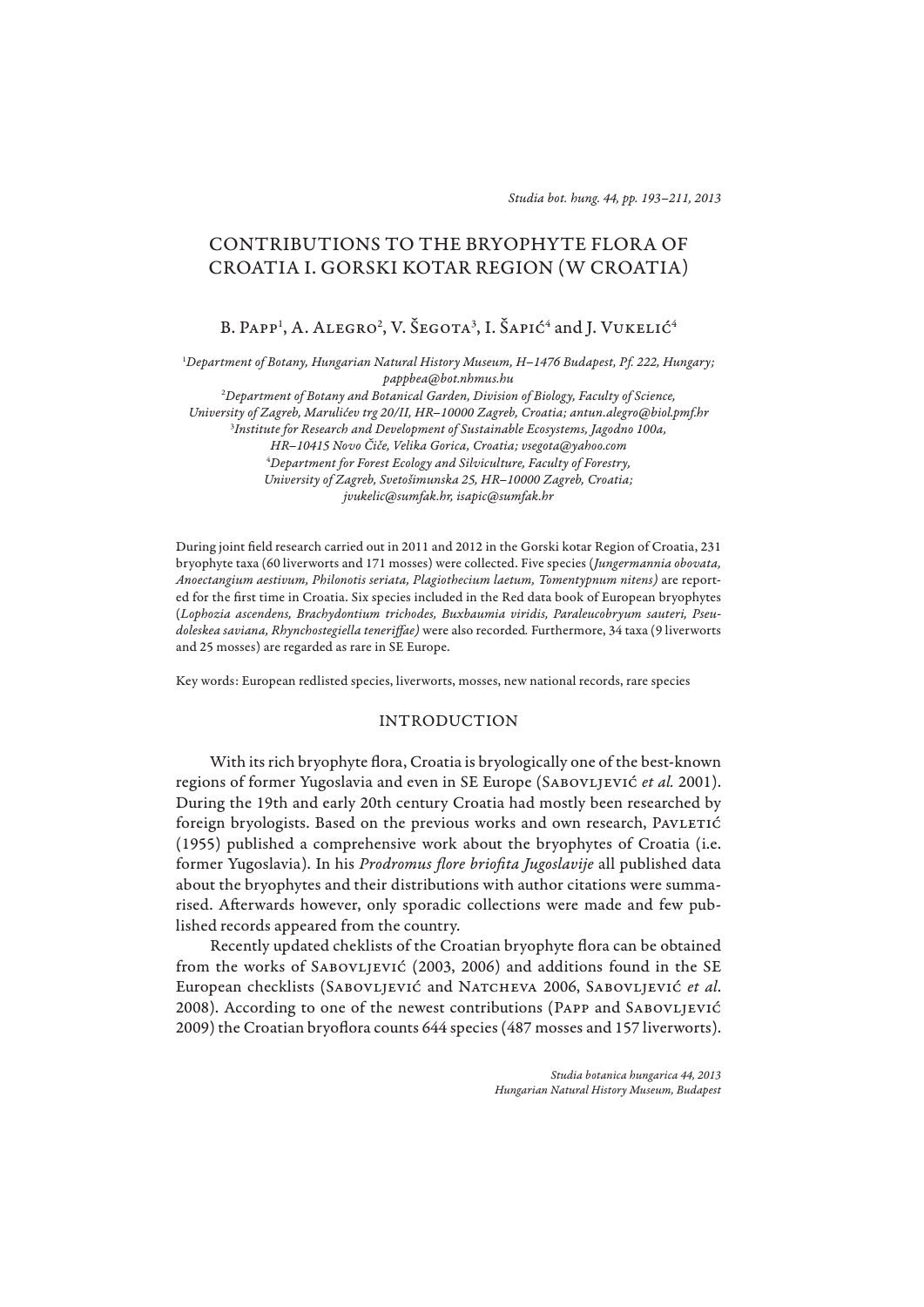# CONTRIBUTIONS TO THE BRYOPHYTE FLORA OF CROATIA I. GORSKI KOTAR REGION (W CROATIA)

B. Papp[1], A. Alegro[2], V. Šegota[3], I. Šapić[4] and J. Vukelić[4]

[1]*Department of Botany, Hungarian Natural History Museum, H–1476 Budapest, Pf. 222, Hungary; pappbea@bot.nhmus.hu*
[2]*Department of Botany and Botanical Garden, Division of Biology, Faculty of Science, University of Zagreb, Marulićev trg 20/II, HR–10000 Zagreb, Croatia; antun.alegro@biol.pmf.hr*
[3]*Institute for Research and Development of Sustainable Ecosystems, Jagodno 100a, HR–10415 Novo Čiče, Velika Gorica, Croatia; vsegota@yahoo.com*
[4]*Department for Forest Ecology and Silviculture, Faculty of Forestry, University of Zagreb, Svetošimunska 25, HR–10000 Zagreb, Croatia; jvukelic@sumfak.hr, isapic@sumfak.hr*

During joint field research carried out in 2011 and 2012 in the Gorski kotar Region of Croatia, 231 bryophyte taxa (60 liverworts and 171 mosses) were collected. Five species (*Jungermannia obovata, Anoectangium aestivum, Philonotis seriata, Plagiothecium laetum, Tomentypnum nitens)* are reported for the first time in Croatia. Six species included in the Red data book of European bryophytes (*Lophozia ascendens, Brachydontium trichodes, Buxbaumia viridis, Paraleucobryum sauteri, Pseudoleskea saviana, Rhynchostegiella teneriffae)* were also recorded*.* Furthermore, 34 taxa (9 liverworts and 25 mosses) are regarded as rare in SE Europe.

Key words: European redlisted species, liverworts, mosses, new national records, rare species

## INTRODUCTION

With its rich bryophyte flora, Croatia is bryologically one of the best-known regions of former Yugoslavia and even in SE Europe (Sabovljević *et al.* 2001). During the 19th and early 20th century Croatia had mostly been researched by foreign bryologists. Based on the previous works and own research, Pavletić (1955) published a comprehensive work about the bryophytes of Croatia (i.e. former Yugoslavia). In his *Prodromus flore briofita Jugoslavije* all published data about the bryophytes and their distributions with author citations were summarised. Afterwards however, only sporadic collections were made and few published records appeared from the country.

Recently updated cheklists of the Croatian bryophyte flora can be obtained from the works of Sabovljević (2003, 2006) and additions found in the SE European checklists (Sabovljević and Natcheva 2006, Sabovljević *et al.* 2008). According to one of the newest contributions (Papp and Sabovljević 2009) the Croatian bryoflora counts 644 species (487 mosses and 157 liverworts).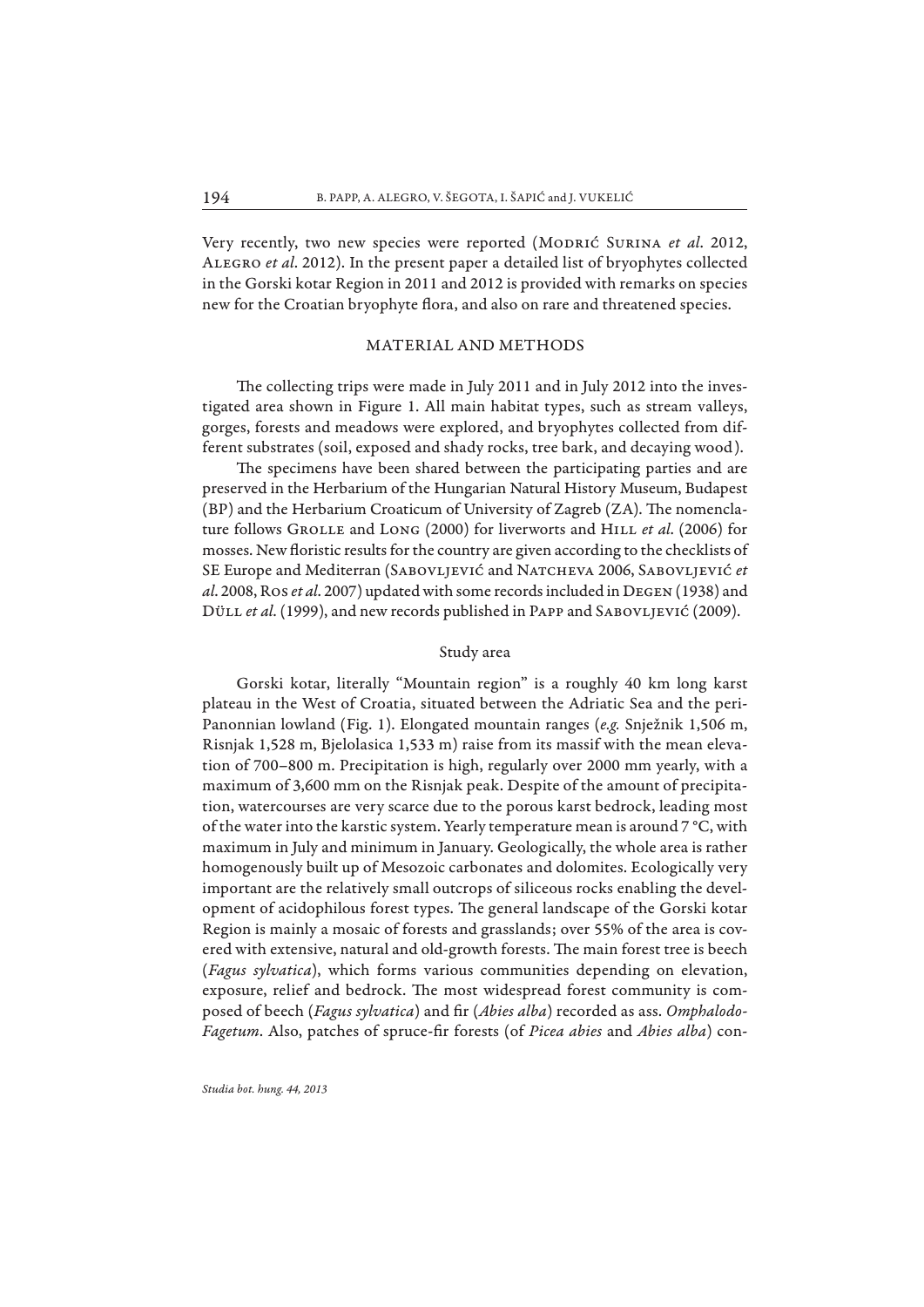Very recently, two new species were reported (Modrić Surina *et al.* 2012, Alegro *et al.* 2012). In the present paper a detailed list of bryophytes collected in the Gorski kotar Region in 2011 and 2012 is provided with remarks on species new for the Croatian bryophyte flora, and also on rare and threatened species.

## MATERIAL AND METHODS

The collecting trips were made in July 2011 and in July 2012 into the investigated area shown in Figure 1. All main habitat types, such as stream valleys, gorges, forests and meadows were explored, and bryophytes collected from different substrates (soil, exposed and shady rocks, tree bark, and decaying wood).

The specimens have been shared between the participating parties and are preserved in the Herbarium of the Hungarian Natural History Museum, Budapest (BP) and the Herbarium Croaticum of University of Zagreb (ZA). The nomenclature follows Grolle and Long (2000) for liverworts and Hill *et al.* (2006) for mosses. New floristic results for the country are given according to the checklists of SE Europe and Mediterran (Sabovljević and Natcheva 2006, Sabovljević *et al.* 2008, Ros *et al.* 2007) updated with some records included in Degen (1938) and Düll *et al.* (1999), and new records published in Papp and Sabovljević (2009).

### Study area

Gorski kotar, literally "Mountain region" is a roughly 40 km long karst plateau in the West of Croatia, situated between the Adriatic Sea and the peri-Panonnian lowland (Fig. 1). Elongated mountain ranges (*e.g.* Snježnik 1,506 m, Risnjak 1,528 m, Bjelolasica 1,533 m) raise from its massif with the mean elevation of 700–800 m. Precipitation is high, regularly over 2000 mm yearly, with a maximum of 3,600 mm on the Risnjak peak. Despite of the amount of precipitation, watercourses are very scarce due to the porous karst bedrock, leading most of the water into the karstic system. Yearly temperature mean is around 7 °C, with maximum in July and minimum in January. Geologically, the whole area is rather homogenously built up of Mesozoic carbonates and dolomites. Ecologically very important are the relatively small outcrops of siliceous rocks enabling the development of acidophilous forest types. The general landscape of the Gorski kotar Region is mainly a mosaic of forests and grasslands; over 55% of the area is covered with extensive, natural and old-growth forests. The main forest tree is beech (*Fagus sylvatica*), which forms various communities depending on elevation, exposure, relief and bedrock. The most widespread forest community is composed of beech (*Fagus sylvatica*) and fir (*Abies alba*) recorded as ass. *Omphalodo-Fagetum*. Also, patches of spruce-fir forests (of *Picea abies* and *Abies alba*) con-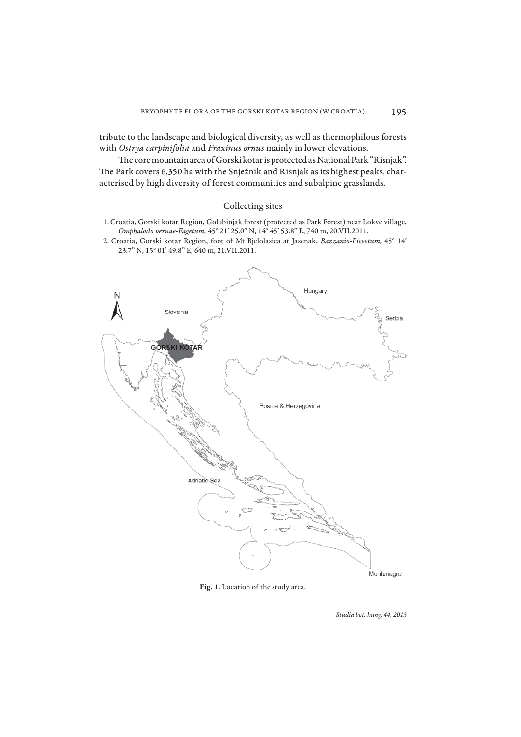tribute to the landscape and biological diversity, as well as thermophilous forests with *Ostrya carpinifolia* and *Fraxinus ornus* mainly in lower elevations.

The core mountain area of Gorski kotar is protected as National Park "Risnjak". The Park covers 6,350 ha with the Snježnik and Risnjak as its highest peaks, characterised by high diversity of forest communities and subalpine grasslands.

## Collecting sites

1. Croatia, Gorski kotar Region, Golubinjak forest (protected as Park Forest) near Lokve village, *Omphalodo vernae-Fagetum,* 45° 21' 25.0" N, 14° 45' 53.8" E, 740 m, 20.VII.2011.
2. Croatia, Gorski kotar Region, foot of Mt Bjelolasica at Jasenak, *Bazzanio-Piceetum,* 45° 14' 23.7" N, 15° 01' 49.8" E, 640 m, 21.VII.2011.

**Fig. 1.** Location of the study area.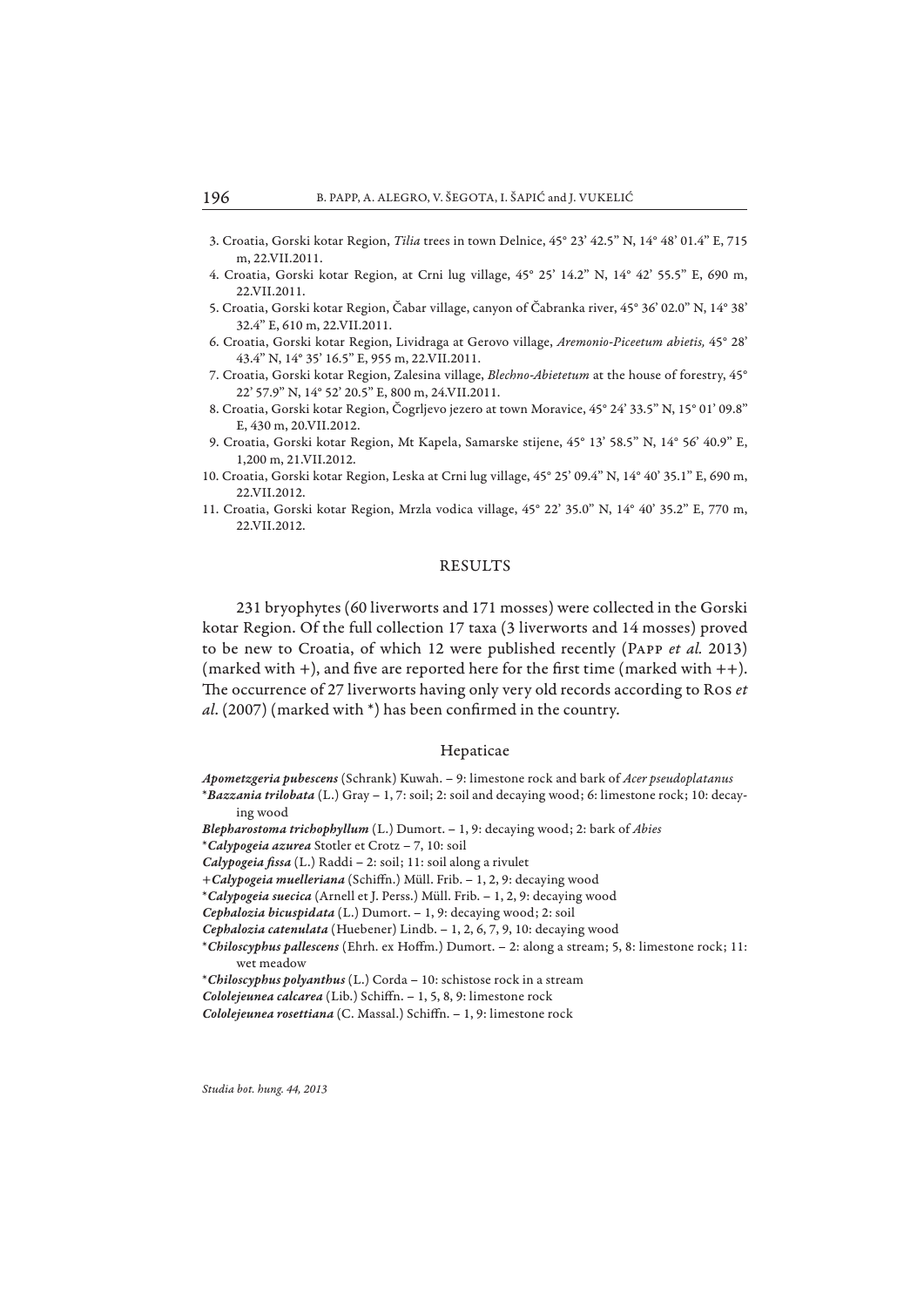3. Croatia, Gorski kotar Region, *Tilia* trees in town Delnice, 45° 23' 42.5" N, 14° 48' 01.4" E, 715 m, 22.VII.2011.
4. Croatia, Gorski kotar Region, at Crni lug village, 45° 25' 14.2" N, 14° 42' 55.5" E, 690 m, 22.VII.2011.
5. Croatia, Gorski kotar Region, Čabar village, canyon of Čabranka river, 45° 36' 02.0" N, 14° 38' 32.4" E, 610 m, 22.VII.2011.
6. Croatia, Gorski kotar Region, Lividraga at Gerovo village, *Aremonio-Piceetum abietis,* 45° 28' 43.4" N, 14° 35' 16.5" E, 955 m, 22.VII.2011.
7. Croatia, Gorski kotar Region, Zalesina village, *Blechno-Abietetum* at the house of forestry, 45° 22' 57.9" N, 14° 52' 20.5" E, 800 m, 24.VII.2011.
8. Croatia, Gorski kotar Region, Čogrljevo jezero at town Moravice, 45° 24' 33.5" N, 15° 01' 09.8" E, 430 m, 20.VII.2012.
9. Croatia, Gorski kotar Region, Mt Kapela, Samarske stijene, 45° 13' 58.5" N, 14° 56' 40.9" E, 1,200 m, 21.VII.2012.
10. Croatia, Gorski kotar Region, Leska at Crni lug village, 45° 25' 09.4" N, 14° 40' 35.1" E, 690 m, 22.VII.2012.
11. Croatia, Gorski kotar Region, Mrzla vodica village, 45° 22' 35.0" N, 14° 40' 35.2" E, 770 m, 22.VII.2012.

## RESULTS

231 bryophytes (60 liverworts and 171 mosses) were collected in the Gorski kotar Region. Of the full collection 17 taxa (3 liverworts and 14 mosses) proved to be new to Croatia, of which 12 were published recently (Papp *et al.* 2013) (marked with +), and five are reported here for the first time (marked with ++). The occurrence of 27 liverworts having only very old records according to Ros *et al*. (2007) (marked with *) has been confirmed in the country.

### Hepaticae

***Apometzgeria pubescens*** (Schrank) Kuwah. – 9: limestone rock and bark of *Acer pseudoplatanus*

*__Bazzania trilobata__ (L.) Gray – 1, 7: soil; 2: soil and decaying wood; 6: limestone rock; 10: decaying wood

***Blepharostoma trichophyllum*** (L.) Dumort. – 1, 9: decaying wood; 2: bark of *Abies*

*__Calypogeia azurea__ Stotler et Crotz – 7, 10: soil

***Calypogeia fissa*** (L.) Raddi – 2: soil; 11: soil along a rivulet

+***Calypogeia muelleriana*** (Schiff.) Müll. Frib. – 1, 2, 9: decaying wood

*__Calypogeia suecica__ (Arnell et J. Perss.) Müll. Frib. – 1, 2, 9: decaying wood

***Cephalozia bicuspidata*** (L.) Dumort. – 1, 9: decaying wood; 2: soil

***Cephalozia catenulata*** (Huebener) Lindb. – 1, 2, 6, 7, 9, 10: decaying wood

*__Chiloscyphus pallescens__ (Ehrh. ex Hoffm.) Dumort. – 2: along a stream; 5, 8: limestone rock; 11: wet meadow

*__Chiloscyphus polyanthus__ (L.) Corda – 10: schistose rock in a stream

***Cololejeunea calcarea*** (Lib.) Schiffn. – 1, 5, 8, 9: limestone rock

***Cololejeunea rosettiana*** (C. Massal.) Schiffn. – 1, 9: limestone rock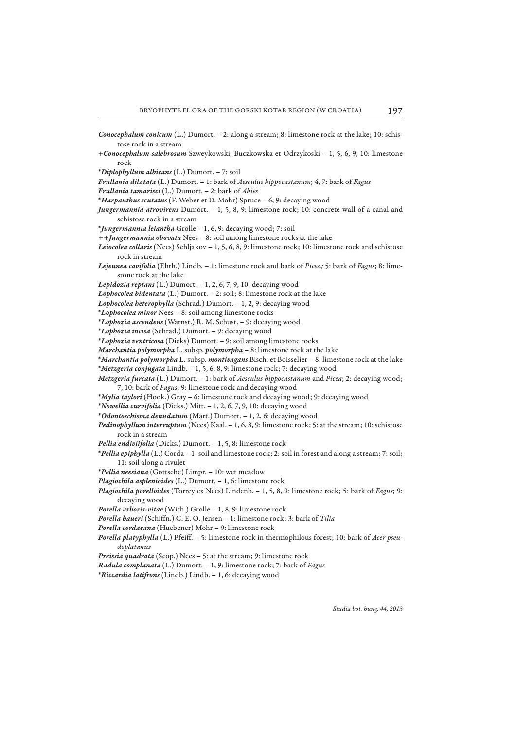***Conocephalum conicum*** (L.) Dumort. – 2: along a stream; 8: limestone rock at the lake; 10: schistose rock in a stream

+***Conocephalum salebrosum*** Szweykowski, Buczkowska et Odrzykoski – 1, 5, 6, 9, 10: limestone rock

*​***Diplophyllum albicans*** (L.) Dumort. – 7: soil

***Frullania dilatata*** (L.) Dumort. – 1: bark of *Aesculus hippocastanum*; 4, 7: bark of *Fagus*

***Frullania tamarisci*** (L.) Dumort. – 2: bark of *Abies*

*​***Harpanthus scutatus*** (F. Weber et D. Mohr) Spruce – 6, 9: decaying wood

***Jungermannia atrovirens*** Dumort. – 1, 5, 8, 9: limestone rock; 10: concrete wall of a canal and schistose rock in a stream

*​***Jungermannia leiantha*** Grolle – 1, 6, 9: decaying wood; 7: soil

++***Jungermannia obovata*** Nees – 8: soil among limestone rocks at the lake

***Leiocolea collaris*** (Nees) Schljakov – 1, 5, 6, 8, 9: limestone rock; 10: limestone rock and schistose rock in stream

***Lejeunea cavifolia*** (Ehrh.) Lindb. – 1: limestone rock and bark of *Picea;* 5: bark of *Fagus*; 8: limestone rock at the lake

***Lepidozia reptans*** (L.) Dumort. – 1, 2, 6, 7, 9, 10: decaying wood

***Lophocolea bidentata*** (L.) Dumort. – 2: soil; 8: limestone rock at the lake

***Lophocolea heterophylla*** (Schrad.) Dumort. – 1, 2, 9: decaying wood

*​***Lophocolea minor*** Nees – 8: soil among limestone rocks

*​***Lophozia ascendens*** (Warnst.) R. M. Schust. – 9: decaying wood

*​***Lophozia incisa*** (Schrad.) Dumort. – 9: decaying wood

*​***Lophozia ventricosa*** (Dicks) Dumort. – 9: soil among limestone rocks

***Marchantia polymorpha*** L. subsp. ***polymorpha*** – 8: limestone rock at the lake

*​***Marchantia polymorpha*** L. subsp. ***montivagans*** Bisch. et Boisselier – 8: limestone rock at the lake

*​***Metzgeria conjugata*** Lindb. – 1, 5, 6, 8, 9: limestone rock; 7: decaying wood

***Metzgeria furcata*** (L.) Dumort. – 1: bark of *Aesculus hippocastanum* and *Picea*; 2: decaying wood; 7, 10: bark of *Fagus*; 9: limestone rock and decaying wood

*​***Mylia taylori*** (Hook.) Gray – 6: limestone rock and decaying wood; 9: decaying wood

*​***Nowellia curvifolia*** (Dicks.) Mitt. – 1, 2, 6, 7, 9, 10: decaying wood

*​***Odontoschisma denudatum*** (Mart.) Dumort. – 1, 2, 6: decaying wood

***Pedinophyllum interruptum*** (Nees) Kaal. – 1, 6, 8, 9: limestone rock; 5: at the stream; 10: schistose rock in a stream

***Pellia endiviifolia*** (Dicks.) Dumort. – 1, 5, 8: limestone rock

*​***Pellia epiphylla*** (L.) Corda – 1: soil and limestone rock; 2: soil in forest and along a stream; 7: soil; 11: soil along a rivulet

*​***Pellia neesiana*** (Gottsche) Limpr. – 10: wet meadow

***Plagiochila asplenioides*** (L.) Dumort. – 1, 6: limestone rock

***Plagiochila porelloides*** (Torrey ex Nees) Lindenb. – 1, 5, 8, 9: limestone rock; 5: bark of *Fagus*; 9: decaying wood

***Porella arboris-vitae*** (With.) Grolle – 1, 8, 9: limestone rock

***Porella baueri*** (Schiffn.) C. E. O. Jensen – 1: limestone rock; 3: bark of *Tilia*

***Porella cordaeana*** (Huebener) Mohr – 9: limestone rock

***Porella platyphylla*** (L.) Pfeiff. – 5: limestone rock in thermophilous forest; 10: bark of *Acer pseudoplatanus*

***Preissia quadrata*** (Scop.) Nees – 5: at the stream; 9: limestone rock

***Radula complanata*** (L.) Dumort. – 1, 9: limestone rock; 7: bark of *Fagus*

*​***Riccardia latifrons*** (Lindb.) Lindb. – 1, 6: decaying wood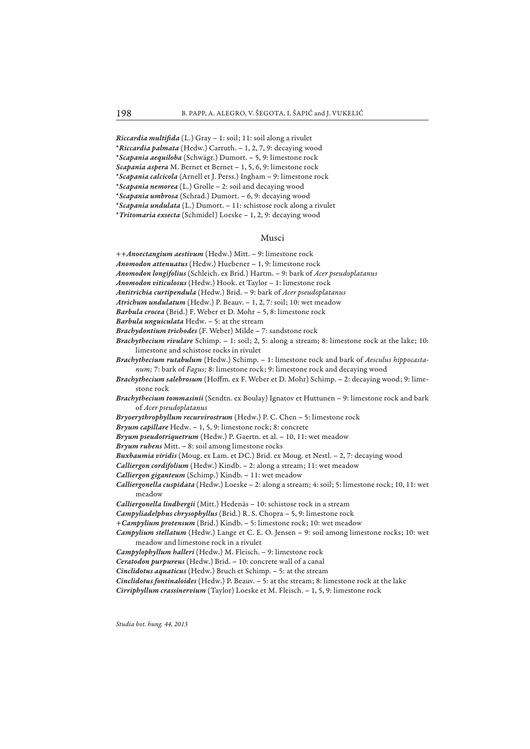***Riccardia multifida*** (L.) Gray – 1: soil; 11: soil along a rivulet
*__Riccardia palmata__ (Hedw.) Carruth. – 1, 2, 7, 9: decaying wood
*__Scapania aequiloba__ (Schwägr.) Dumort. – 5, 9: limestone rock
***Scapania aspera*** M. Bernet et Bernet – 1, 5, 6, 9: limestone rock
*__Scapania calcicola__ (Arnell et J. Perss.) Ingham – 9: limestone rock
*__Scapania nemorea__ (L.) Grolle – 2: soil and decaying wood
*__Scapania umbrosa__ (Schrad.) Dumort. – 6, 9: decaying wood
*__Scapania undulata__ (L.) Dumort. – 11: schistose rock along a rivulet
*__Tritomaria exsecta__ (Schmidel) Loeske – 1, 2, 9: decaying wood

## Musci

++__Anoectangium aestivum__ (Hedw.) Mitt. – 9: limestone rock
***Anomodon attenuatus*** (Hedw.) Huebener – 1, 9: limestone rock
***Anomodon longifolius*** (Schleich. ex Brid.) Hartm. – 9: bark of *Acer pseudoplatanus*
***Anomodon viticulosus*** (Hedw.) Hook. et Taylor – 1: limestone rock
***Antitrichia curtipendula*** (Hedw.) Brid. – 9: bark of *Acer pseudoplatanus*
***Atrichum undulatum*** (Hedw.) P. Beauv. – 1, 2, 7: soil; 10: wet meadow
***Barbula crocea*** (Brid.) F. Weber et D. Mohr – 5, 8: limestone rock
***Barbula unguiculata*** Hedw. – 5: at the stream
***Brachydontium trichodes*** (F. Weber) Milde – 7: sandstone rock
***Brachythecium rivulare*** Schimp. – 1: soil; 2, 5: along a stream; 8: limestone rock at the lake; 10: limestone and schistose rocks in rivulet
***Brachythecium rutabulum*** (Hedw.) Schimp. – 1: limestone rock and bark of *Aesculus hippocastanum;* 7: bark of *Fagus;* 8: limestone rock; 9: limestone rock and decaying wood
***Brachythecium salebrosum*** (Hoffm. ex F. Weber et D. Mohr) Schimp. – 2: decaying wood; 9: limestone rock
***Brachythecium tommasinii*** (Sendtn. ex Boulay) Ignatov et Huttunen – 9: limestone rock and bark of *Acer pseudoplatanus*
***Bryoerythrophyllum recurvirostrum*** (Hedw.) P. C. Chen – 5: limestone rock
***Bryum capillare*** Hedw. – 1, 5, 9: limestone rock; 8: concrete
***Bryum pseudotriquetrum*** (Hedw.) P. Gaertn. et al. – 10, 11: wet meadow
***Bryum rubens*** Mitt. – 8: soil among limestone rocks
***Buxbaumia viridis*** (Moug. ex Lam. et DC.) Brid. ex Moug. et Nestl. – 2, 7: decaying wood
***Calliergon cordifolium*** (Hedw.) Kindb. – 2: along a stream; 11: wet meadow
***Calliergon giganteum*** (Schimp.) Kindb. – 11: wet meadow
***Calliergonella cuspidata*** (Hedw.) Loeske – 2: along a stream; 4: soil; 5: limestone rock; 10, 11: wet meadow
***Calliergonella lindbergii*** (Mitt.) Hedenäs – 10: schistose rock in a stream
***Campyliadelphus chrysophyllus*** (Brid.) R. S. Chopra – 5, 9: limestone rock
+__Campylium protensum__ (Brid.) Kindb. – 5: limestone rock; 10: wet meadow
***Campylium stellatum*** (Hedw.) Lange et C. E. O. Jensen – 9: soil among limestone rocks; 10: wet meadow and limestone rock in a rivulet
***Campylophyllum halleri*** (Hedw.) M. Fleisch. – 9: limestone rock
***Ceratodon purpureus*** (Hedw.) Brid. – 10: concrete wall of a canal
***Cinclidotus aquaticus*** (Hedw.) Bruch et Schimp. – 5: at the stream
***Cinclidotus fontinaloides*** (Hedw.) P. Beauv. – 5: at the stream; 8: limestone rock at the lake
***Cirriphyllum crassinervium*** (Taylor) Loeske et M. Fleisch. – 1, 5, 9: limestone rock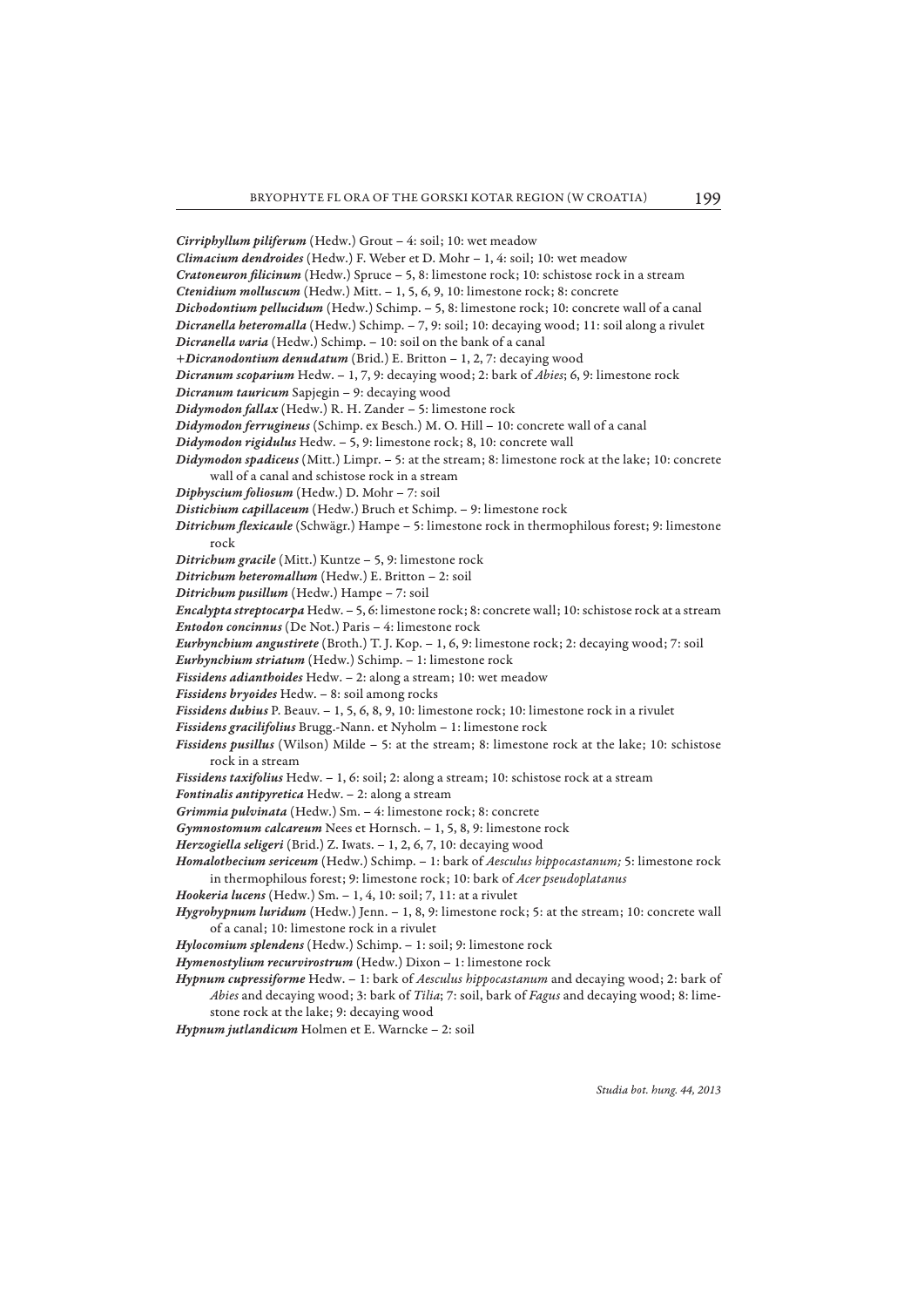***Cirriphyllum piliferum*** (Hedw.) Grout – 4: soil; 10: wet meadow

***Climacium dendroides*** (Hedw.) F. Weber et D. Mohr – 1, 4: soil; 10: wet meadow

***Cratoneuron filicinum*** (Hedw.) Spruce – 5, 8: limestone rock; 10: schistose rock in a stream

***Ctenidium molluscum*** (Hedw.) Mitt. – 1, 5, 6, 9, 10: limestone rock; 8: concrete

***Dichodontium pellucidum*** (Hedw.) Schimp. – 5, 8: limestone rock; 10: concrete wall of a canal

***Dicranella heteromalla*** (Hedw.) Schimp. – 7, 9: soil; 10: decaying wood; 11: soil along a rivulet

***Dicranella varia*** (Hedw.) Schimp. – 10: soil on the bank of a canal

***+Dicranodontium denudatum*** (Brid.) E. Britton – 1, 2, 7: decaying wood

***Dicranum scoparium*** Hedw. – 1, 7, 9: decaying wood; 2: bark of *Abies*; 6, 9: limestone rock

***Dicranum tauricum*** Sapjegin – 9: decaying wood

***Didymodon fallax*** (Hedw.) R. H. Zander – 5: limestone rock

***Didymodon ferrugineus*** (Schimp. ex Besch.) M. O. Hill – 10: concrete wall of a canal

***Didymodon rigidulus*** Hedw. – 5, 9: limestone rock; 8, 10: concrete wall

***Didymodon spadiceus*** (Mitt.) Limpr. – 5: at the stream; 8: limestone rock at the lake; 10: concrete wall of a canal and schistose rock in a stream

***Diphyscium foliosum*** (Hedw.) D. Mohr – 7: soil

***Distichium capillaceum*** (Hedw.) Bruch et Schimp. – 9: limestone rock

***Ditrichum flexicaule*** (Schwägr.) Hampe – 5: limestone rock in thermophilous forest; 9: limestone rock

***Ditrichum gracile*** (Mitt.) Kuntze – 5, 9: limestone rock

***Ditrichum heteromallum*** (Hedw.) E. Britton – 2: soil

***Ditrichum pusillum*** (Hedw.) Hampe – 7: soil

***Encalypta streptocarpa*** Hedw. – 5, 6: limestone rock; 8: concrete wall; 10: schistose rock at a stream

***Entodon concinnus*** (De Not.) Paris – 4: limestone rock

***Eurhynchium angustirete*** (Broth.) T. J. Kop. – 1, 6, 9: limestone rock; 2: decaying wood; 7: soil

***Eurhynchium striatum*** (Hedw.) Schimp. – 1: limestone rock

***Fissidens adianthoides*** Hedw. – 2: along a stream; 10: wet meadow

***Fissidens bryoides*** Hedw. – 8: soil among rocks

***Fissidens dubius*** P. Beauv. – 1, 5, 6, 8, 9, 10: limestone rock; 10: limestone rock in a rivulet

***Fissidens gracilifolius*** Brugg.-Nann. et Nyholm – 1: limestone rock

***Fissidens pusillus*** (Wilson) Milde – 5: at the stream; 8: limestone rock at the lake; 10: schistose rock in a stream

***Fissidens taxifolius*** Hedw. – 1, 6: soil; 2: along a stream; 10: schistose rock at a stream

***Fontinalis antipyretica*** Hedw. – 2: along a stream

***Grimmia pulvinata*** (Hedw.) Sm. – 4: limestone rock; 8: concrete

***Gymnostomum calcareum*** Nees et Hornsch. – 1, 5, 8, 9: limestone rock

***Herzogiella seligeri*** (Brid.) Z. Iwats. – 1, 2, 6, 7, 10: decaying wood

***Homalothecium sericeum*** (Hedw.) Schimp. – 1: bark of *Aesculus hippocastanum;* 5: limestone rock in thermophilous forest; 9: limestone rock; 10: bark of *Acer pseudoplatanus*

***Hookeria lucens*** (Hedw.) Sm. – 1, 4, 10: soil; 7, 11: at a rivulet

***Hygrohypnum luridum*** (Hedw.) Jenn. – 1, 8, 9: limestone rock; 5: at the stream; 10: concrete wall of a canal; 10: limestone rock in a rivulet

***Hylocomium splendens*** (Hedw.) Schimp. – 1: soil; 9: limestone rock

***Hymenostylium recurvirostrum*** (Hedw.) Dixon – 1: limestone rock

***Hypnum cupressiforme*** Hedw. – 1: bark of *Aesculus hippocastanum* and decaying wood; 2: bark of *Abies* and decaying wood; 3: bark of *Tilia*; 7: soil, bark of *Fagus* and decaying wood; 8: limestone rock at the lake; 9: decaying wood

***Hypnum jutlandicum*** Holmen et E. Warncke – 2: soil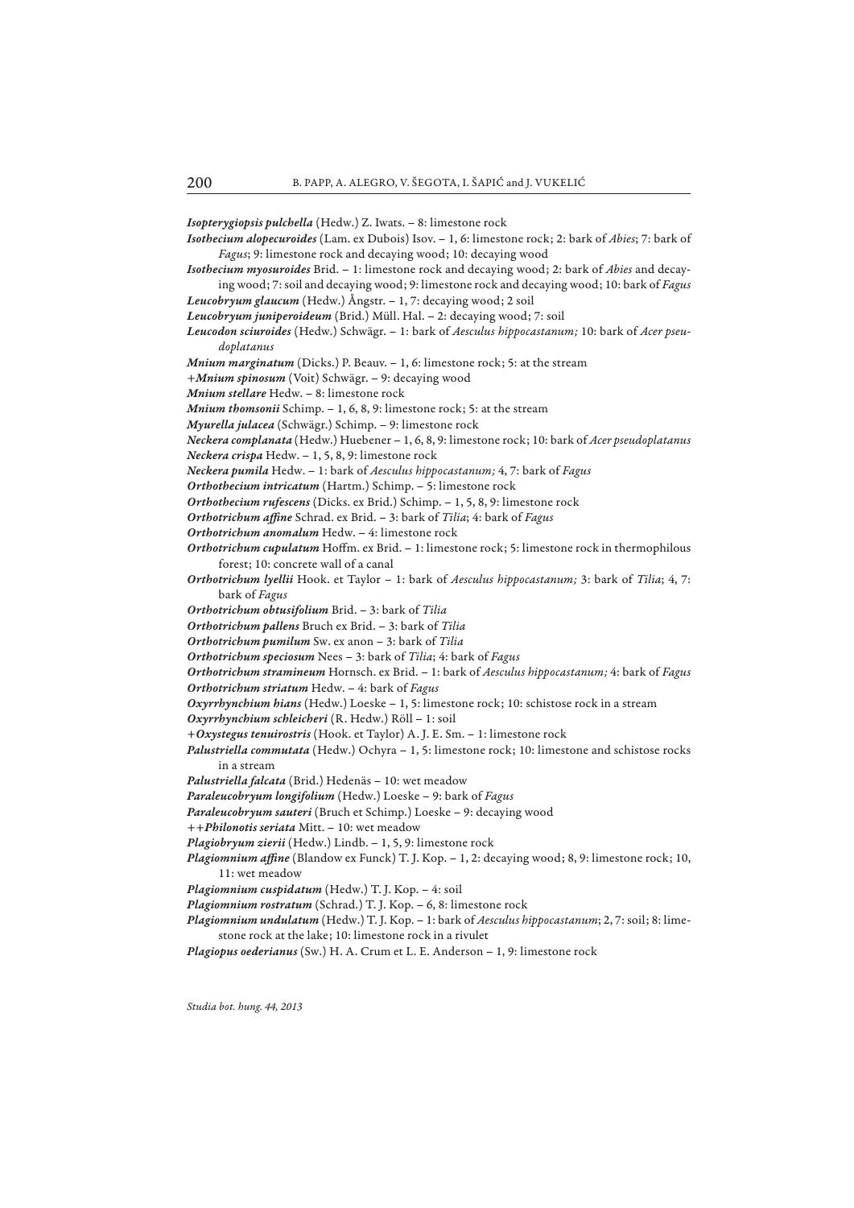***Isopterygiopsis pulchella*** (Hedw.) Z. Iwats. – 8: limestone rock

***Isothecium alopecuroides*** (Lam. ex Dubois) Isov. – 1, 6: limestone rock; 2: bark of *Abies*; 7: bark of *Fagus*; 9: limestone rock and decaying wood; 10: decaying wood

***Isothecium myosuroides*** Brid. – 1: limestone rock and decaying wood; 2: bark of *Abies* and decaying wood; 7: soil and decaying wood; 9: limestone rock and decaying wood; 10: bark of *Fagus*

***Leucobryum glaucum*** (Hedw.) Ångstr. – 1, 7: decaying wood; 2 soil

***Leucobryum juniperoideum*** (Brid.) Müll. Hal. – 2: decaying wood; 7: soil

***Leucodon sciuroides*** (Hedw.) Schwägr. – 1: bark of *Aesculus hippocastanum;* 10: bark of *Acer pseudoplatanus*

***Mnium marginatum*** (Dicks.) P. Beauv. – 1, 6: limestone rock; 5: at the stream

***+Mnium spinosum*** (Voit) Schwägr. – 9: decaying wood

***Mnium stellare*** Hedw. – 8: limestone rock

***Mnium thomsonii*** Schimp. – 1, 6, 8, 9: limestone rock; 5: at the stream

***Myurella julacea*** (Schwägr.) Schimp. – 9: limestone rock

***Neckera complanata*** (Hedw.) Huebener – 1, 6, 8, 9: limestone rock; 10: bark of *Acer pseudoplatanus*

***Neckera crispa*** Hedw. – 1, 5, 8, 9: limestone rock

***Neckera pumila*** Hedw. – 1: bark of *Aesculus hippocastanum;* 4, 7: bark of *Fagus*

***Orthothecium intricatum*** (Hartm.) Schimp. – 5: limestone rock

***Orthothecium rufescens*** (Dicks. ex Brid.) Schimp. – 1, 5, 8, 9: limestone rock

***Orthotrichum affine*** Schrad. ex Brid. – 3: bark of *Tilia*; 4: bark of *Fagus*

***Orthotrichum anomalum*** Hedw. – 4: limestone rock

***Orthotrichum cupulatum*** Hoffm. ex Brid. – 1: limestone rock; 5: limestone rock in thermophilous forest; 10: concrete wall of a canal

***Orthotrichum lyellii*** Hook. et Taylor – 1: bark of *Aesculus hippocastanum;* 3: bark of *Tilia*; 4, 7: bark of *Fagus*

***Orthotrichum obtusifolium*** Brid. – 3: bark of *Tilia*

***Orthotrichum pallens*** Bruch ex Brid. – 3: bark of *Tilia*

***Orthotrichum pumilum*** Sw. ex anon – 3: bark of *Tilia*

***Orthotrichum speciosum*** Nees – 3: bark of *Tilia*; 4: bark of *Fagus*

***Orthotrichum stramineum*** Hornsch. ex Brid. – 1: bark of *Aesculus hippocastanum;* 4: bark of *Fagus*

***Orthotrichum striatum*** Hedw. – 4: bark of *Fagus*

***Oxyrrhynchium hians*** (Hedw.) Loeske – 1, 5: limestone rock; 10: schistose rock in a stream

***Oxyrrhynchium schleicheri*** (R. Hedw.) Röll – 1: soil

***+Oxystegus tenuirostris*** (Hook. et Taylor) A. J. E. Sm. – 1: limestone rock

***Palustriella commutata*** (Hedw.) Ochyra – 1, 5: limestone rock; 10: limestone and schistose rocks in a stream

***Palustriella falcata*** (Brid.) Hedenäs – 10: wet meadow

***Paraleucobryum longifolium*** (Hedw.) Loeske – 9: bark of *Fagus*

***Paraleucobryum sauteri*** (Bruch et Schimp.) Loeske – 9: decaying wood

***++Philonotis seriata*** Mitt. – 10: wet meadow

***Plagiobryum zierii*** (Hedw.) Lindb. – 1, 5, 9: limestone rock

***Plagiomnium affine*** (Blandow ex Funck) T. J. Kop. – 1, 2: decaying wood; 8, 9: limestone rock; 10, 11: wet meadow

***Plagiomnium cuspidatum*** (Hedw.) T. J. Kop. – 4: soil

***Plagiomnium rostratum*** (Schrad.) T. J. Kop. – 6, 8: limestone rock

***Plagiomnium undulatum*** (Hedw.) T. J. Kop. – 1: bark of *Aesculus hippocastanum*; 2, 7: soil; 8: limestone rock at the lake; 10: limestone rock in a rivulet

***Plagiopus oederianus*** (Sw.) H. A. Crum et L. E. Anderson – 1, 9: limestone rock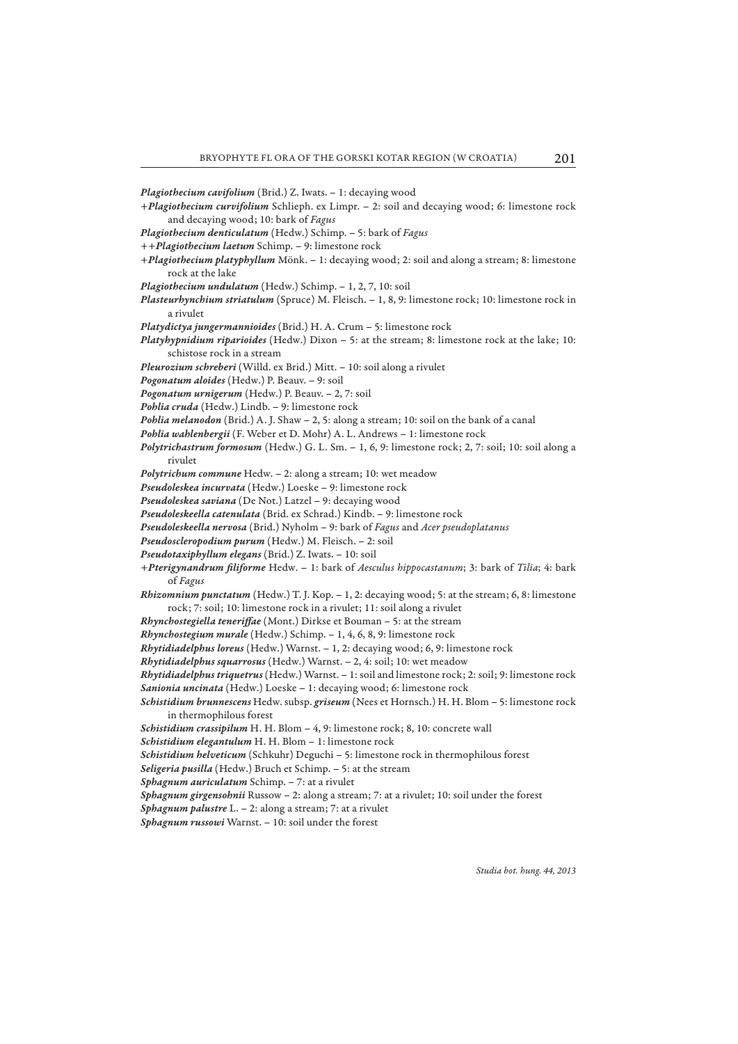***Plagiothecium cavifolium*** (Brid.) Z. Iwats. – 1: decaying wood

***+Plagiothecium curvifolium*** Schlieph. ex Limpr. – 2: soil and decaying wood; 6: limestone rock and decaying wood; 10: bark of *Fagus*

***Plagiothecium denticulatum*** (Hedw.) Schimp. – 5: bark of *Fagus*

***++Plagiothecium laetum*** Schimp. – 9: limestone rock

***+Plagiothecium platyphyllum*** Mönk. – 1: decaying wood; 2: soil and along a stream; 8: limestone rock at the lake

***Plagiothecium undulatum*** (Hedw.) Schimp. – 1, 2, 7, 10: soil

***Plasteurhynchium striatulum*** (Spruce) M. Fleisch. – 1, 8, 9: limestone rock; 10: limestone rock in a rivulet

***Platydictya jungermannioides*** (Brid.) H. A. Crum – 5: limestone rock

***Platyhypnidium riparioides*** (Hedw.) Dixon – 5: at the stream; 8: limestone rock at the lake; 10: schistose rock in a stream

***Pleurozium schreberi*** (Willd. ex Brid.) Mitt. – 10: soil along a rivulet

***Pogonatum aloides*** (Hedw.) P. Beauv. – 9: soil

***Pogonatum urnigerum*** (Hedw.) P. Beauv. – 2, 7: soil

***Pohlia cruda*** (Hedw.) Lindb. – 9: limestone rock

***Pohlia melanodon*** (Brid.) A. J. Shaw – 2, 5: along a stream; 10: soil on the bank of a canal

***Pohlia wahlenbergii*** (F. Weber et D. Mohr) A. L. Andrews – 1: limestone rock

***Polytrichastrum formosum*** (Hedw.) G. L. Sm. – 1, 6, 9: limestone rock; 2, 7: soil; 10: soil along a rivulet

***Polytrichum commune*** Hedw. – 2: along a stream; 10: wet meadow

***Pseudoleskea incurvata*** (Hedw.) Loeske – 9: limestone rock

***Pseudoleskea saviana*** (De Not.) Latzel – 9: decaying wood

***Pseudoleskeella catenulata*** (Brid. ex Schrad.) Kindb. – 9: limestone rock

***Pseudoleskeella nervosa*** (Brid.) Nyholm – 9: bark of *Fagus* and *Acer pseudoplatanus*

***Pseudoscleropodium purum*** (Hedw.) M. Fleisch. – 2: soil

***Pseudotaxiphyllum elegans*** (Brid.) Z. Iwats. – 10: soil

***+Pterigynandrum filiforme*** Hedw. – 1: bark of *Aesculus hippocastanum*; 3: bark of *Tilia*; 4: bark of *Fagus*

***Rhizomnium punctatum*** (Hedw.) T. J. Kop. – 1, 2: decaying wood; 5: at the stream; 6, 8: limestone rock; 7: soil; 10: limestone rock in a rivulet; 11: soil along a rivulet

***Rhynchostegiella teneriffae*** (Mont.) Dirkse et Bouman – 5: at the stream

***Rhynchostegium murale*** (Hedw.) Schimp. – 1, 4, 6, 8, 9: limestone rock

***Rhytidiadelphus loreus*** (Hedw.) Warnst. – 1, 2: decaying wood; 6, 9: limestone rock

***Rhytidiadelphus squarrosus*** (Hedw.) Warnst. – 2, 4: soil; 10: wet meadow

***Rhytidiadelphus triquetrus*** (Hedw.) Warnst. – 1: soil and limestone rock; 2: soil; 9: limestone rock

***Sanionia uncinata*** (Hedw.) Loeske – 1: decaying wood; 6: limestone rock

***Schistidium brunnescens*** Hedw. subsp. ***griseum*** (Nees et Hornsch.) H. H. Blom – 5: limestone rock in thermophilous forest

***Schistidium crassipilum*** H. H. Blom – 4, 9: limestone rock; 8, 10: concrete wall

***Schistidium elegantulum*** H. H. Blom – 1: limestone rock

***Schistidium helveticum*** (Schkuhr) Deguchi – 5: limestone rock in thermophilous forest

***Seligeria pusilla*** (Hedw.) Bruch et Schimp. – 5: at the stream

***Sphagnum auriculatum*** Schimp. – 7: at a rivulet

***Sphagnum girgensohnii*** Russow – 2: along a stream; 7: at a rivulet; 10: soil under the forest

***Sphagnum palustre*** L. – 2: along a stream; 7: at a rivulet

***Sphagnum russowi*** Warnst. – 10: soil under the forest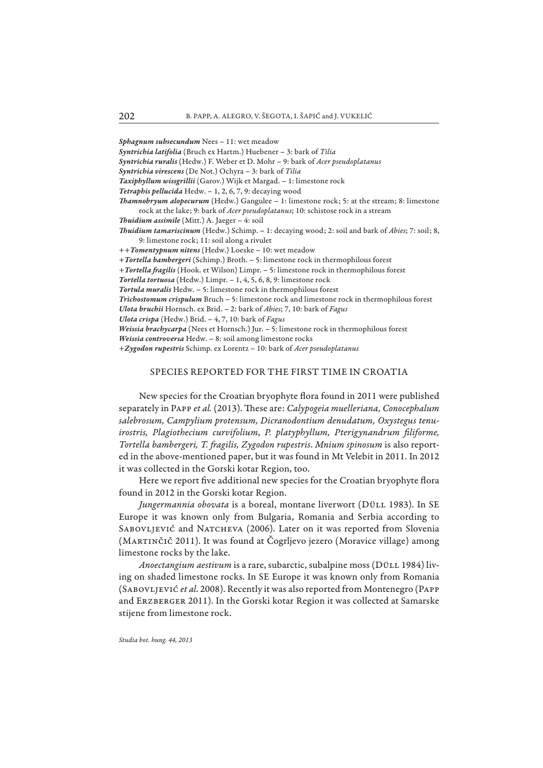***Sphagnum subsecundum*** Nees – 11: wet meadow
***Syntrichia latifolia*** (Bruch ex Hartm.) Huebener – 3: bark of *Tilia*
***Syntrichia ruralis*** (Hedw.) F. Weber et D. Mohr – 9: bark of *Acer pseudoplatanus*
***Syntrichia virescens*** (De Not.) Ochyra – 3: bark of *Tilia*
***Taxiphyllum wissgrillii*** (Garov.) Wijk et Margad. – 1: limestone rock
***Tetraphis pellucida*** Hedw. – 1, 2, 6, 7, 9: decaying wood
***Thamnobryum alopecurum*** (Hedw.) Gangulee – 1: limestone rock; 5: at the stream; 8: limestone rock at the lake; 9: bark of *Acer pseudoplatanus*; 10: schistose rock in a stream
***Thuidium assimile*** (Mitt.) A. Jaeger – 4: soil
***Thuidium tamariscinum*** (Hedw.) Schimp. – 1: decaying wood; 2: soil and bark of *Abies*; 7: soil; 8, 9: limestone rock; 11: soil along a rivulet
++***Tomentypnum nitens*** (Hedw.) Loeske – 10: wet meadow
+***Tortella bambergeri*** (Schimp.) Broth. – 5: limestone rock in thermophilous forest
+***Tortella fragilis*** (Hook. et Wilson) Limpr. – 5: limestone rock in thermophilous forest
***Tortella tortuosa*** (Hedw.) Limpr. – 1, 4, 5, 6, 8, 9: limestone rock
***Tortula muralis*** Hedw. – 5: limestone rock in thermophilous forest
***Trichostomum crispulum*** Bruch – 5: limestone rock and limestone rock in thermophilous forest
***Ulota bruchii*** Hornsch. ex Brid. – 2: bark of *Abies*; 7, 10: bark of *Fagus*
***Ulota crispa*** (Hedw.) Brid. – 4, 7, 10: bark of *Fagus*
***Weissia brachycarpa*** (Nees et Hornsch.) Jur. – 5: limestone rock in thermophilous forest
***Weissia controversa*** Hedw. – 8: soil among limestone rocks
+***Zygodon rupestris*** Schimp. ex Lorentz – 10: bark of *Acer pseudoplatanus*

## SPECIES REPORTED FOR THE FIRST TIME IN CROATIA

New species for the Croatian bryophyte flora found in 2011 were published separately in Papp *et al.* (2013). These are: *Calypogeia muelleriana, Conocephalum salebrosum, Campylium protensum, Dicranodontium denudatum, Oxystegus tenuirostris, Plagiothecium curvifolium*, *P. platyphyllum, Pterigynandrum filiforme, Tortella bambergeri, T. fragilis, Zygodon rupestris*. *Mnium spinosum* is also reported in the above-mentioned paper, but it was found in Mt Velebit in 2011. In 2012 it was collected in the Gorski kotar Region, too.

Here we report five additional new species for the Croatian bryophyte flora found in 2012 in the Gorski kotar Region.

*Jungermannia obovata* is a boreal, montane liverwort (Düll 1983). In SE Europe it was known only from Bulgaria, Romania and Serbia according to Sabovljević and Natcheva (2006). Later on it was reported from Slovenia (Martinčič 2011). It was found at Čogrljevo jezero (Moravice village) among limestone rocks by the lake.

*Anoectangium aestivum* is a rare, subarctic, subalpine moss (Düll 1984) living on shaded limestone rocks. In SE Europe it was known only from Romania (Sabovljević *et al*. 2008). Recently it was also reported from Montenegro (Papp and Erzberger 2011). In the Gorski kotar Region it was collected at Samarske stijene from limestone rock.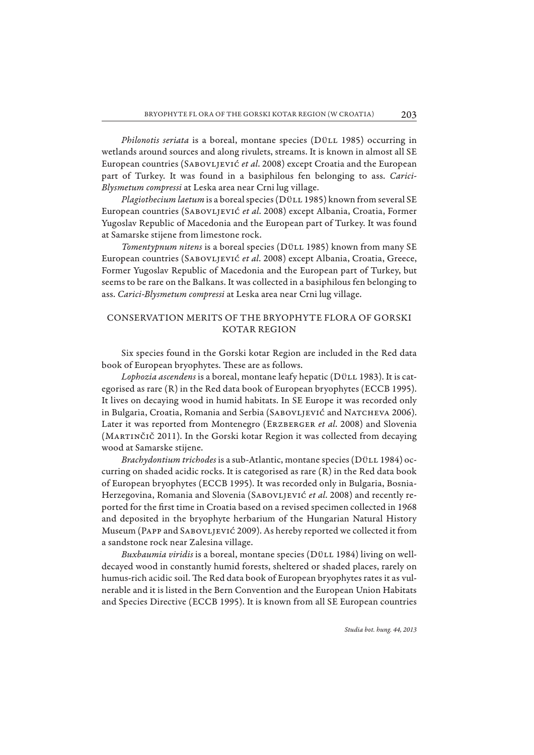*Philonotis seriata* is a boreal, montane species (Düll 1985) occurring in wetlands around sources and along rivulets, streams. It is known in almost all SE European countries (Sabovljević *et al.* 2008) except Croatia and the European part of Turkey. It was found in a basiphilous fen belonging to ass. *Carici-Blysmetum compressi* at Leska area near Crni lug village.

*Plagiothecium laetum* is a boreal species (Düll 1985) known from several SE European countries (Sabovljević *et al.* 2008) except Albania, Croatia, Former Yugoslav Republic of Macedonia and the European part of Turkey. It was found at Samarske stijene from limestone rock.

*Tomentypnum nitens* is a boreal species (Düll 1985) known from many SE European countries (Sabovljević *et al.* 2008) except Albania, Croatia, Greece, Former Yugoslav Republic of Macedonia and the European part of Turkey, but seems to be rare on the Balkans. It was collected in a basiphilous fen belonging to ass. *Carici-Blysmetum compressi* at Leska area near Crni lug village.

## CONSERVATION MERITS OF THE BRYOPHYTE FLORA OF GORSKI KOTAR REGION

Six species found in the Gorski kotar Region are included in the Red data book of European bryophytes. These are as follows.

*Lophozia ascendens* is a boreal, montane leafy hepatic (Düll 1983). It is categorised as rare (R) in the Red data book of European bryophytes (ECCB 1995). It lives on decaying wood in humid habitats. In SE Europe it was recorded only in Bulgaria, Croatia, Romania and Serbia (Sabovljević and Natcheva 2006). Later it was reported from Montenegro (Erzberger *et al.* 2008) and Slovenia (Martinčič 2011). In the Gorski kotar Region it was collected from decaying wood at Samarske stijene.

*Brachydontium trichodes* is a sub-Atlantic, montane species (Düll 1984) occurring on shaded acidic rocks. It is categorised as rare (R) in the Red data book of European bryophytes (ECCB 1995). It was recorded only in Bulgaria, Bosnia-Herzegovina, Romania and Slovenia (Sabovljević *et al.* 2008) and recently reported for the first time in Croatia based on a revised specimen collected in 1968 and deposited in the bryophyte herbarium of the Hungarian Natural History Museum (Papp and Sabovljević 2009). As hereby reported we collected it from a sandstone rock near Zalesina village.

*Buxbaumia viridis* is a boreal, montane species (Düll 1984) living on well-decayed wood in constantly humid forests, sheltered or shaded places, rarely on humus-rich acidic soil. The Red data book of European bryophytes rates it as vulnerable and it is listed in the Bern Convention and the European Union Habitats and Species Directive (ECCB 1995). It is known from all SE European countries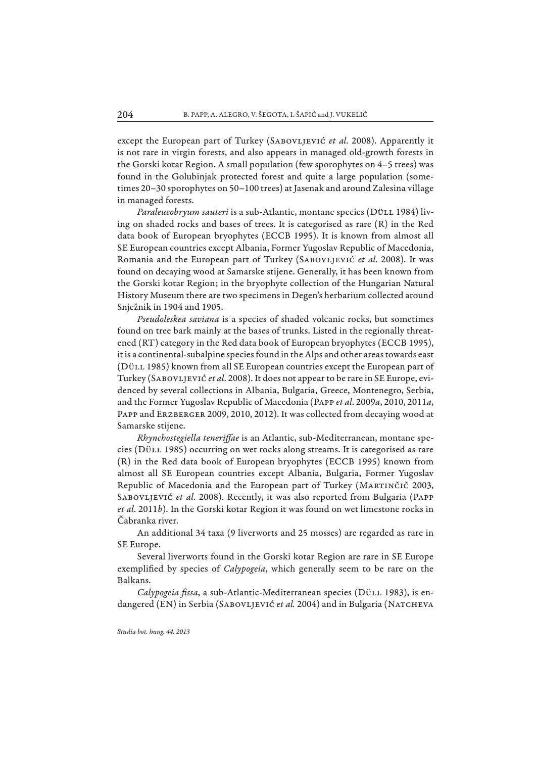except the European part of Turkey (Sabovljević *et al*. 2008). Apparently it is not rare in virgin forests, and also appears in managed old-growth forests in the Gorski kotar Region. A small population (few sporophytes on 4–5 trees) was found in the Golubinjak protected forest and quite a large population (sometimes 20–30 sporophytes on 50–100 trees) at Jasenak and around Zalesina village in managed forests.

*Paraleucobryum sauteri* is a sub-Atlantic, montane species (Düll 1984) living on shaded rocks and bases of trees. It is categorised as rare (R) in the Red data book of European bryophytes (ECCB 1995). It is known from almost all SE European countries except Albania, Former Yugoslav Republic of Macedonia, Romania and the European part of Turkey (Sabovljević *et al*. 2008). It was found on decaying wood at Samarske stijene. Generally, it has been known from the Gorski kotar Region; in the bryophyte collection of the Hungarian Natural History Museum there are two specimens in Degen's herbarium collected around Snježnik in 1904 and 1905.

*Pseudoleskea saviana* is a species of shaded volcanic rocks, but sometimes found on tree bark mainly at the bases of trunks. Listed in the regionally threatened (RT) category in the Red data book of European bryophytes (ECCB 1995), it is a continental-subalpine species found in the Alps and other areas towards east (Düll 1985) known from all SE European countries except the European part of Turkey (Sabovljević *et al*. 2008). It does not appear to be rare in SE Europe, evidenced by several collections in Albania, Bulgaria, Greece, Montenegro, Serbia, and the Former Yugoslav Republic of Macedonia (Papp *et al*. 2009*a*, 2010, 2011*a*, Papp and Erzberger 2009, 2010, 2012). It was collected from decaying wood at Samarske stijene.

*Rhynchostegiella teneriffae* is an Atlantic, sub-Mediterranean, montane species (Düll 1985) occurring on wet rocks along streams. It is categorised as rare (R) in the Red data book of European bryophytes (ECCB 1995) known from almost all SE European countries except Albania, Bulgaria, Former Yugoslav Republic of Macedonia and the European part of Turkey (Martinčič 2003, Sabovljević *et al*. 2008). Recently, it was also reported from Bulgaria (Papp *et al*. 2011*b*). In the Gorski kotar Region it was found on wet limestone rocks in Čabranka river.

An additional 34 taxa (9 liverworts and 25 mosses) are regarded as rare in SE Europe.

Several liverworts found in the Gorski kotar Region are rare in SE Europe exemplified by species of *Calypogeia*, which generally seem to be rare on the Balkans.

*Calypogeia fissa*, a sub-Atlantic-Mediterranean species (Düll 1983), is endangered (EN) in Serbia (Sabovljević *et al.* 2004) and in Bulgaria (Natcheva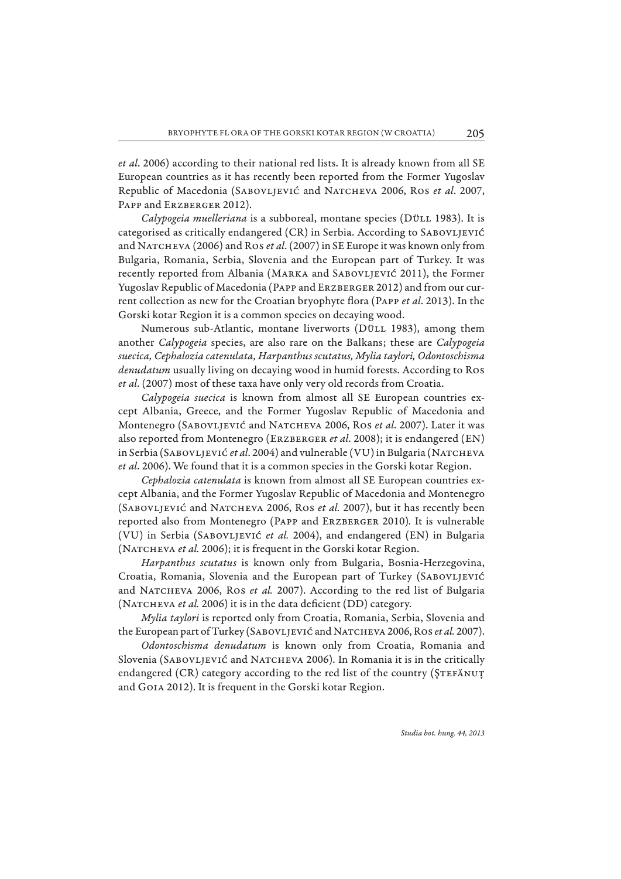*et al*. 2006) according to their national red lists. It is already known from all SE European countries as it has recently been reported from the Former Yugoslav Republic of Macedonia (Sabovljević and Natcheva 2006, Ros *et al*. 2007, Papp and Erzberger 2012).

*Calypogeia muelleriana* is a subboreal, montane species (Düll 1983). It is categorised as critically endangered (CR) in Serbia. According to Sabovljević and Natcheva (2006) and Ros *et al*. (2007) in SE Europe it was known only from Bulgaria, Romania, Serbia, Slovenia and the European part of Turkey. It was recently reported from Albania (Marka and Sabovljević 2011), the Former Yugoslav Republic of Macedonia (Papp and Erzberger 2012) and from our current collection as new for the Croatian bryophyte flora (Papp *et al*. 2013). In the Gorski kotar Region it is a common species on decaying wood.

Numerous sub-Atlantic, montane liverworts (Düll 1983), among them another *Calypogeia* species, are also rare on the Balkans; these are *Calypogeia suecica, Cephalozia catenulata, Harpanthus scutatus, Mylia taylori, Odontoschisma denudatum* usually living on decaying wood in humid forests. According to Ros *et al*. (2007) most of these taxa have only very old records from Croatia.

*Calypogeia suecica* is known from almost all SE European countries except Albania, Greece, and the Former Yugoslav Republic of Macedonia and Montenegro (Sabovljević and Natcheva 2006, Ros *et al*. 2007). Later it was also reported from Montenegro (Erzberger *et al*. 2008); it is endangered (EN) in Serbia (Sabovljević *et al*. 2004) and vulnerable (VU) in Bulgaria (Natcheva *et al*. 2006). We found that it is a common species in the Gorski kotar Region.

*Cephalozia catenulata* is known from almost all SE European countries except Albania, and the Former Yugoslav Republic of Macedonia and Montenegro (Sabovljević and Natcheva 2006, Ros *et al.* 2007), but it has recently been reported also from Montenegro (Papp and Erzberger 2010). It is vulnerable (VU) in Serbia (Sabovljević *et al.* 2004), and endangered (EN) in Bulgaria (Natcheva *et al.* 2006); it is frequent in the Gorski kotar Region.

*Harpanthus scutatus* is known only from Bulgaria, Bosnia-Herzegovina, Croatia, Romania, Slovenia and the European part of Turkey (Sabovljević and Natcheva 2006, Ros *et al.* 2007). According to the red list of Bulgaria (Natcheva *et al.* 2006) it is in the data deficient (DD) category.

*Mylia taylori* is reported only from Croatia, Romania, Serbia, Slovenia and the European part of Turkey (Sabovljević and Natcheva 2006, Ros *et al.* 2007).

*Odontoschisma denudatum* is known only from Croatia, Romania and Slovenia (Sabovljević and Natcheva 2006). In Romania it is in the critically endangered (CR) category according to the red list of the country (Ştefănuţ and Goia 2012). It is frequent in the Gorski kotar Region.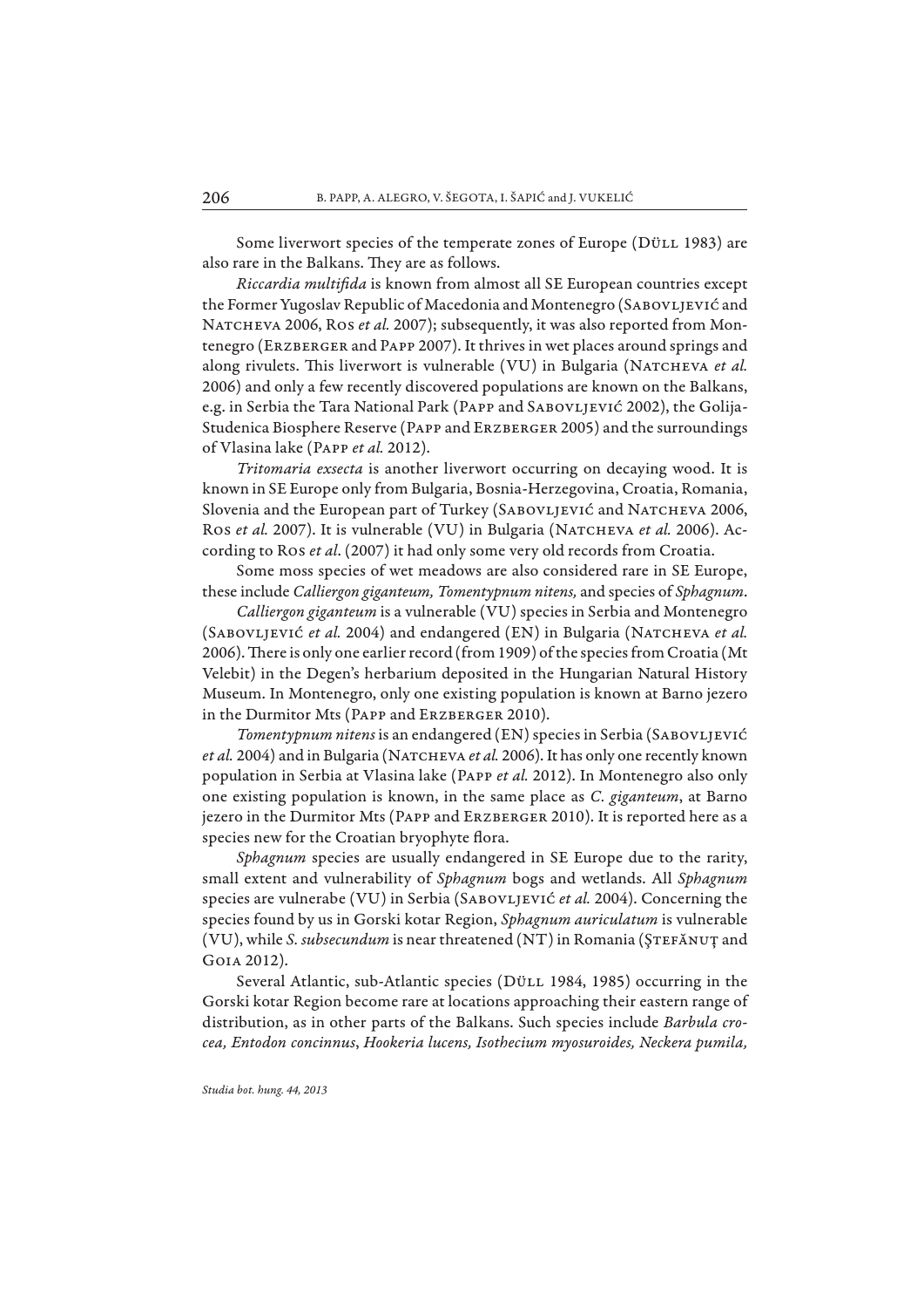Some liverwort species of the temperate zones of Europe (Düll 1983) are also rare in the Balkans. They are as follows.

*Riccardia multifida* is known from almost all SE European countries except the Former Yugoslav Republic of Macedonia and Montenegro (Sabovljević and Natcheva 2006, Ros *et al.* 2007); subsequently, it was also reported from Montenegro (Erzberger and Papp 2007). It thrives in wet places around springs and along rivulets. This liverwort is vulnerable (VU) in Bulgaria (Natcheva *et al.* 2006) and only a few recently discovered populations are known on the Balkans, e.g. in Serbia the Tara National Park (Papp and Sabovljević 2002), the Golija-Studenica Biosphere Reserve (Papp and Erzberger 2005) and the surroundings of Vlasina lake (Papp *et al.* 2012).

*Tritomaria exsecta* is another liverwort occurring on decaying wood. It is known in SE Europe only from Bulgaria, Bosnia-Herzegovina, Croatia, Romania, Slovenia and the European part of Turkey (Sabovljević and Natcheva 2006, Ros *et al.* 2007). It is vulnerable (VU) in Bulgaria (Natcheva *et al.* 2006). According to Ros *et al*. (2007) it had only some very old records from Croatia.

Some moss species of wet meadows are also considered rare in SE Europe, these include *Calliergon giganteum, Tomentypnum nitens,* and species of *Sphagnum*.

*Calliergon giganteum* is a vulnerable (VU) species in Serbia and Montenegro (Sabovljević *et al.* 2004) and endangered (EN) in Bulgaria (Natcheva *et al.* 2006). There is only one earlier record (from 1909) of the species from Croatia (Mt Velebit) in the Degen's herbarium deposited in the Hungarian Natural History Museum. In Montenegro, only one existing population is known at Barno jezero in the Durmitor Mts (Papp and Erzberger 2010).

*Tomentypnum nitens* is an endangered (EN) species in Serbia (Sabovljević *et al.* 2004) and in Bulgaria (Natcheva *et al.* 2006). It has only one recently known population in Serbia at Vlasina lake (Papp *et al.* 2012). In Montenegro also only one existing population is known, in the same place as *C. giganteum*, at Barno jezero in the Durmitor Mts (Papp and Erzberger 2010). It is reported here as a species new for the Croatian bryophyte flora.

*Sphagnum* species are usually endangered in SE Europe due to the rarity, small extent and vulnerability of *Sphagnum* bogs and wetlands. All *Sphagnum* species are vulnerabe (VU) in Serbia (Sabovljević *et al.* 2004). Concerning the species found by us in Gorski kotar Region, *Sphagnum auriculatum* is vulnerable (VU), while *S. subsecundum* is near threatened (NT) in Romania (Ştefănuţ and Goia 2012).

Several Atlantic, sub-Atlantic species (Düll 1984, 1985) occurring in the Gorski kotar Region become rare at locations approaching their eastern range of distribution, as in other parts of the Balkans. Such species include *Barbula crocea, Entodon concinnus*, *Hookeria lucens, Isothecium myosuroides, Neckera pumila,*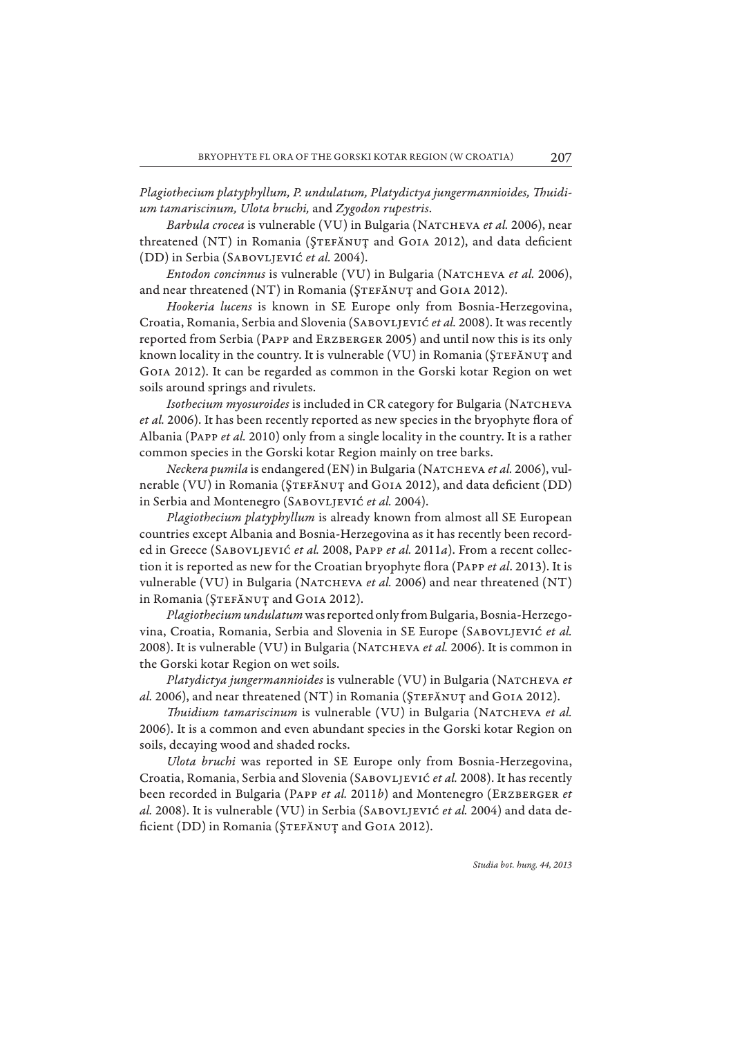*Plagiothecium platyphyllum, P. undulatum, Platydictya jungermannioides, Thuidium tamariscinum, Ulota bruchi,* and *Zygodon rupestris*.

*Barbula crocea* is vulnerable (VU) in Bulgaria (Natcheva *et al.* 2006), near threatened (NT) in Romania (Ştefănuţ and Goia 2012), and data deficient (DD) in Serbia (Sabovljević *et al.* 2004).

*Entodon concinnus* is vulnerable (VU) in Bulgaria (Natcheva *et al.* 2006), and near threatened (NT) in Romania (Ştefănuţ and Goia 2012).

*Hookeria lucens* is known in SE Europe only from Bosnia-Herzegovina, Croatia, Romania, Serbia and Slovenia (Sabovljević *et al.* 2008). It was recently reported from Serbia (Papp and Erzberger 2005) and until now this is its only known locality in the country. It is vulnerable (VU) in Romania (Ştefănuţ and Goia 2012). It can be regarded as common in the Gorski kotar Region on wet soils around springs and rivulets.

*Isothecium myosuroides* is included in CR category for Bulgaria (Natcheva *et al.* 2006). It has been recently reported as new species in the bryophyte flora of Albania (Papp *et al.* 2010) only from a single locality in the country. It is a rather common species in the Gorski kotar Region mainly on tree barks.

*Neckera pumila* is endangered (EN) in Bulgaria (Natcheva *et al.* 2006), vulnerable (VU) in Romania (Ştefănuţ and Goia 2012), and data deficient (DD) in Serbia and Montenegro (Sabovljević *et al.* 2004).

*Plagiothecium platyphyllum* is already known from almost all SE European countries except Albania and Bosnia-Herzegovina as it has recently been recorded in Greece (Sabovljević *et al.* 2008, Papp *et al.* 2011*a*). From a recent collection it is reported as new for the Croatian bryophyte flora (Papp *et al*. 2013). It is vulnerable (VU) in Bulgaria (Natcheva *et al.* 2006) and near threatened (NT) in Romania (Ştefănuţ and Goia 2012).

*Plagiothecium undulatum* was reported only from Bulgaria, Bosnia-Herzegovina, Croatia, Romania, Serbia and Slovenia in SE Europe (Sabovljević *et al.* 2008). It is vulnerable (VU) in Bulgaria (Natcheva *et al.* 2006). It is common in the Gorski kotar Region on wet soils.

*Platydictya jungermannioides* is vulnerable (VU) in Bulgaria (Natcheva *et al.* 2006), and near threatened (NT) in Romania (Ştefănuţ and Goia 2012).

*Thuidium tamariscinum* is vulnerable (VU) in Bulgaria (Natcheva *et al.* 2006). It is a common and even abundant species in the Gorski kotar Region on soils, decaying wood and shaded rocks.

*Ulota bruchi* was reported in SE Europe only from Bosnia-Herzegovina, Croatia, Romania, Serbia and Slovenia (Sabovljević *et al.* 2008). It has recently been recorded in Bulgaria (Papp *et al.* 2011*b*) and Montenegro (Erzberger *et al.* 2008). It is vulnerable (VU) in Serbia (Sabovljević *et al.* 2004) and data deficient (DD) in Romania (Ştefănuţ and Goia 2012).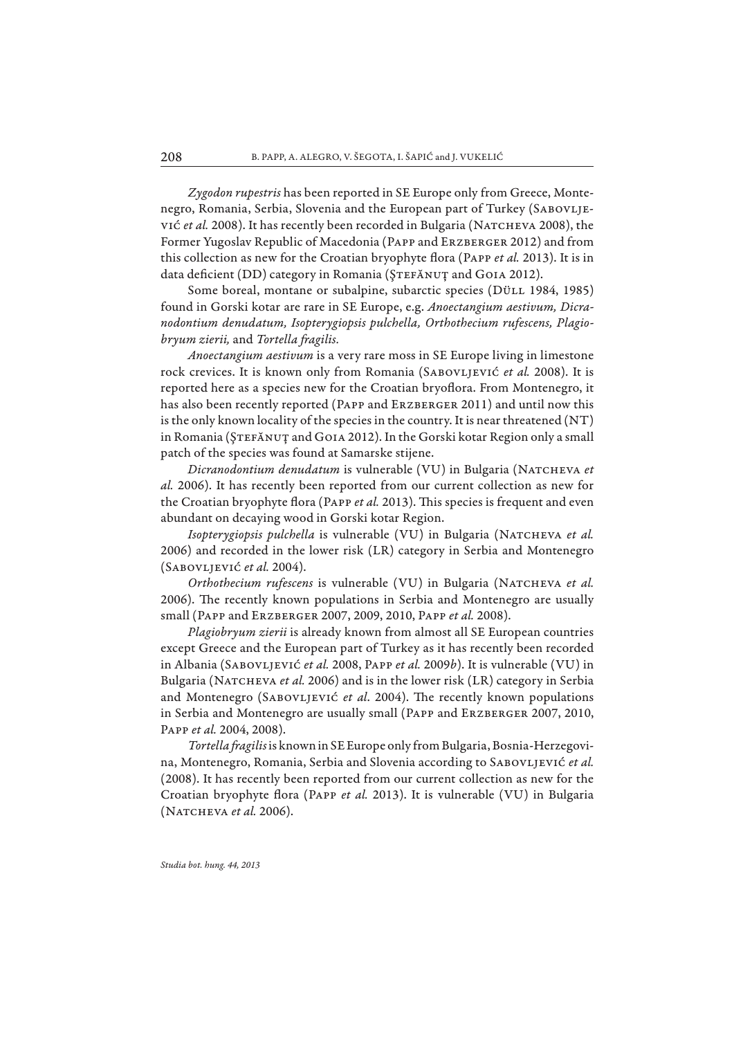*Zygodon rupestris* has been reported in SE Europe only from Greece, Montenegro, Romania, Serbia, Slovenia and the European part of Turkey (Sabovljević *et al.* 2008). It has recently been recorded in Bulgaria (Natcheva 2008), the Former Yugoslav Republic of Macedonia (Papp and Erzberger 2012) and from this collection as new for the Croatian bryophyte flora (Papp *et al.* 2013). It is in data deficient (DD) category in Romania (Ştefănuţ and Goia 2012).

Some boreal, montane or subalpine, subarctic species (Düll 1984, 1985) found in Gorski kotar are rare in SE Europe, e.g. *Anoectangium aestivum, Dicranodontium denudatum, Isopterygiopsis pulchella, Orthothecium rufescens, Plagiobryum zierii,* and *Tortella fragilis.*

*Anoectangium aestivum* is a very rare moss in SE Europe living in limestone rock crevices. It is known only from Romania (Sabovljević *et al.* 2008). It is reported here as a species new for the Croatian bryoflora. From Montenegro, it has also been recently reported (Papp and Erzberger 2011) and until now this is the only known locality of the species in the country. It is near threatened (NT) in Romania (Ştefănuţ and Goia 2012). In the Gorski kotar Region only a small patch of the species was found at Samarske stijene.

*Dicranodontium denudatum* is vulnerable (VU) in Bulgaria (Natcheva *et al.* 2006). It has recently been reported from our current collection as new for the Croatian bryophyte flora (Papp *et al.* 2013). This species is frequent and even abundant on decaying wood in Gorski kotar Region.

*Isopterygiopsis pulchella* is vulnerable (VU) in Bulgaria (Natcheva *et al.* 2006) and recorded in the lower risk (LR) category in Serbia and Montenegro (Sabovljević *et al.* 2004).

*Orthothecium rufescens* is vulnerable (VU) in Bulgaria (Natcheva *et al.* 2006). The recently known populations in Serbia and Montenegro are usually small (Papp and Erzberger 2007, 2009, 2010, Papp *et al.* 2008).

*Plagiobryum zierii* is already known from almost all SE European countries except Greece and the European part of Turkey as it has recently been recorded in Albania (Sabovljević *et al.* 2008, Papp *et al.* 2009*b*). It is vulnerable (VU) in Bulgaria (Natcheva *et al.* 2006) and is in the lower risk (LR) category in Serbia and Montenegro (Sabovljević *et al*. 2004). The recently known populations in Serbia and Montenegro are usually small (Papp and Erzberger 2007, 2010, Papp *et al.* 2004, 2008).

*Tortella fragilis* is known in SE Europe only from Bulgaria, Bosnia-Herzegovina, Montenegro, Romania, Serbia and Slovenia according to Sabovljević *et al.* (2008). It has recently been reported from our current collection as new for the Croatian bryophyte flora (Papp *et al.* 2013). It is vulnerable (VU) in Bulgaria (Natcheva *et al.* 2006).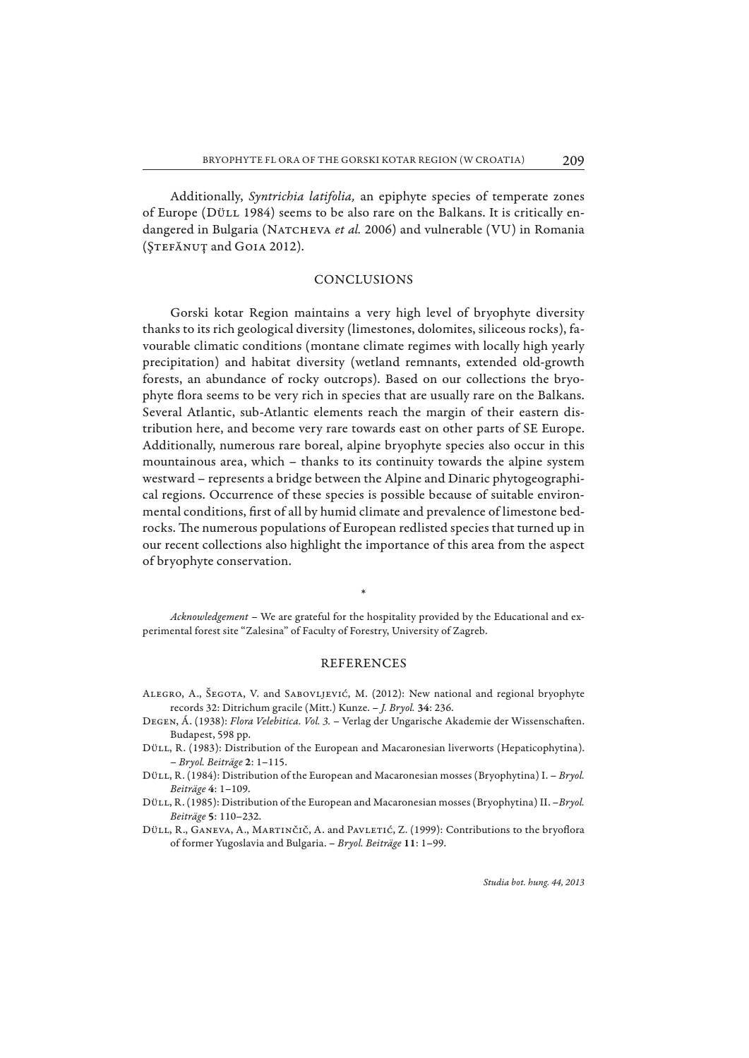Additionally, *Syntrichia latifolia,* an epiphyte species of temperate zones of Europe (Düll 1984) seems to be also rare on the Balkans. It is critically endangered in Bulgaria (Natcheva *et al.* 2006) and vulnerable (VU) in Romania (Ştefănuţ and Goia 2012).

## CONCLUSIONS

Gorski kotar Region maintains a very high level of bryophyte diversity thanks to its rich geological diversity (limestones, dolomites, siliceous rocks), favourable climatic conditions (montane climate regimes with locally high yearly precipitation) and habitat diversity (wetland remnants, extended old-growth forests, an abundance of rocky outcrops). Based on our collections the bryophyte flora seems to be very rich in species that are usually rare on the Balkans. Several Atlantic, sub-Atlantic elements reach the margin of their eastern distribution here, and become very rare towards east on other parts of SE Europe. Additionally, numerous rare boreal, alpine bryophyte species also occur in this mountainous area, which – thanks to its continuity towards the alpine system westward – represents a bridge between the Alpine and Dinaric phytogeographical regions. Occurrence of these species is possible because of suitable environmental conditions, first of all by humid climate and prevalence of limestone bedrocks. The numerous populations of European redlisted species that turned up in our recent collections also highlight the importance of this area from the aspect of bryophyte conservation.

*

*Acknowledgement* – We are grateful for the hospitality provided by the Educational and experimental forest site "Zalesina" of Faculty of Forestry, University of Zagreb.

## REFERENCES

Alegro, A., Šegota, V. and Sabovljević, M. (2012): New national and regional bryophyte records 32: Ditrichum gracile (Mitt.) Kunze. – *J. Bryol.* **34**: 236.

Degen, Á. (1938): *Flora Velebitica. Vol. 3.* – Verlag der Ungarische Akademie der Wissenschaften. Budapest, 598 pp.

Düll, R. (1983): Distribution of the European and Macaronesian liverworts (Hepaticophytina). – *Bryol. Beiträge* **2**: 1–115.

Düll, R. (1984): Distribution of the European and Macaronesian mosses (Bryophytina) I. – *Bryol. Beiträge* **4**: 1–109.

Düll, R. (1985): Distribution of the European and Macaronesian mosses (Bryophytina) II. –*Bryol. Beiträge* **5**: 110–232.

Düll, R., Ganeva, A., Martinčič, A. and Pavletić, Z. (1999): Contributions to the bryoflora of former Yugoslavia and Bulgaria. – *Bryol. Beiträge* **11**: 1–99.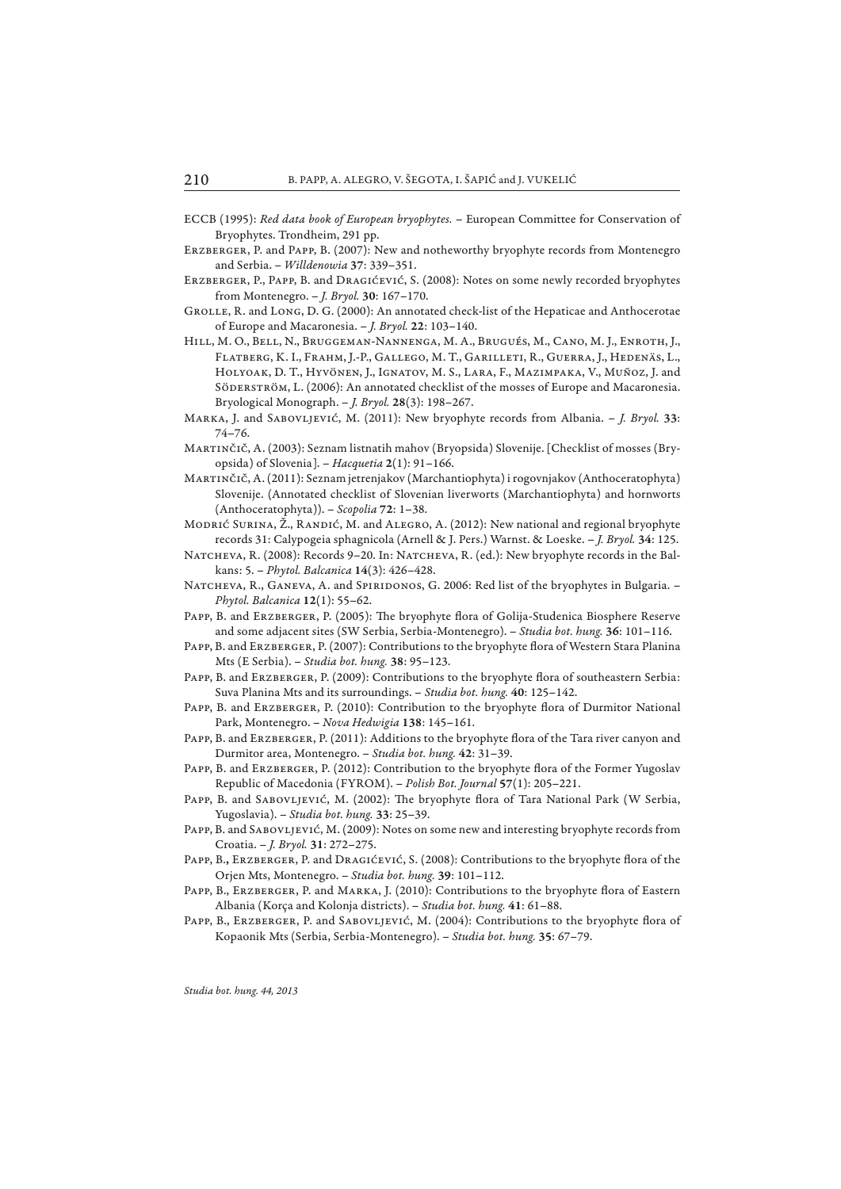ECCB (1995): *Red data book of European bryophytes.* – European Committee for Conservation of Bryophytes. Trondheim, 291 pp.

Erzberger, P. and Papp, B. (2007): New and notheworthy bryophyte records from Montenegro and Serbia. – *Willdenowia* **37**: 339–351.

Erzberger, P., Papp, B. and Dragićević, S. (2008): Notes on some newly recorded bryophytes from Montenegro. – *J. Bryol.* **30**: 167–170.

Grolle, R. and Long, D. G. (2000): An annotated check-list of the Hepaticae and Anthocerotae of Europe and Macaronesia. – *J. Bryol.* **22**: 103–140.

Hill, M. O., Bell, N., Bruggeman-Nannenga, M. A., Brugués, M., Cano, M. J., Enroth, J., Flatberg, K. I., Frahm, J.-P., Gallego, M. T., Garilleti, R., Guerra, J., Hedenäs, L., Holyoak, D. T., Hyvönen, J., Ignatov, M. S., Lara, F., Mazimpaka, V., Muñoz, J. and Söderström, L. (2006): An annotated checklist of the mosses of Europe and Macaronesia. Bryological Monograph. – *J. Bryol.* **28**(3): 198–267.

Marka, J. and Sabovljević, M. (2011): New bryophyte records from Albania. – *J. Bryol.* **33**: 74–76.

Martinčič, A. (2003): Seznam listnatih mahov (Bryopsida) Slovenije. [Checklist of mosses (Bryopsida) of Slovenia]. – *Hacquetia* **2**(1): 91–166.

Martinčič, A. (2011): Seznam jetrenjakov (Marchantiophyta) i rogovnjakov (Anthoceratophyta) Slovenije. (Annotated checklist of Slovenian liverworts (Marchantiophyta) and hornworts (Anthoceratophyta)). – *Scopolia* **72**: 1–38.

Modrić Surina, Ž., Randić, M. and Alegro, A. (2012): New national and regional bryophyte records 31: Calypogeia sphagnicola (Arnell & J. Pers.) Warnst. & Loeske. – *J. Bryol.* **34**: 125.

Natcheva, R. (2008): Records 9–20. In: Natcheva, R. (ed.): New bryophyte records in the Balkans: 5. – *Phytol. Balcanica* **14**(3): 426–428.

Natcheva, R., Ganeva, A. and Spiridonos, G. 2006: Red list of the bryophytes in Bulgaria. – *Phytol. Balcanica* **12**(1): 55–62.

Papp, B. and Erzberger, P. (2005): The bryophyte flora of Golija-Studenica Biosphere Reserve and some adjacent sites (SW Serbia, Serbia-Montenegro). – *Studia bot. hung.* **36**: 101–116.

Papp, B. and Erzberger, P. (2007): Contributions to the bryophyte flora of Western Stara Planina Mts (E Serbia). – *Studia bot. hung.* **38**: 95–123.

Papp, B. and Erzberger, P. (2009): Contributions to the bryophyte flora of southeastern Serbia: Suva Planina Mts and its surroundings. – *Studia bot. hung.* **40**: 125–142.

Papp, B. and Erzberger, P. (2010): Contribution to the bryophyte flora of Durmitor National Park, Montenegro. – *Nova Hedwigia* **138**: 145–161.

Papp, B. and Erzberger, P. (2011): Additions to the bryophyte flora of the Tara river canyon and Durmitor area, Montenegro. – *Studia bot. hung.* **42**: 31–39.

Papp, B. and Erzberger, P. (2012): Contribution to the bryophyte flora of the Former Yugoslav Republic of Macedonia (FYROM). – *Polish Bot. Journal* **57**(1): 205–221.

Papp, B. and Sabovljević, M. (2002): The bryophyte flora of Tara National Park (W Serbia, Yugoslavia). – *Studia bot. hung.* **33**: 25–39.

Papp, B. and Sabovljević, M. (2009): Notes on some new and interesting bryophyte records from Croatia. – *J. Bryol.* **31**: 272–275.

Papp, B., Erzberger, P. and Dragićević, S. (2008): Contributions to the bryophyte flora of the Orjen Mts, Montenegro. – *Studia bot. hung.* **39**: 101–112.

Papp, B., Erzberger, P. and Marka, J. (2010): Contributions to the bryophyte flora of Eastern Albania (Korça and Kolonja districts). – *Studia bot. hung.* **41**: 61–88.

Papp, B., Erzberger, P. and Sabovljević, M. (2004): Contributions to the bryophyte flora of Kopaonik Mts (Serbia, Serbia-Montenegro). – *Studia bot. hung.* **35**: 67–79.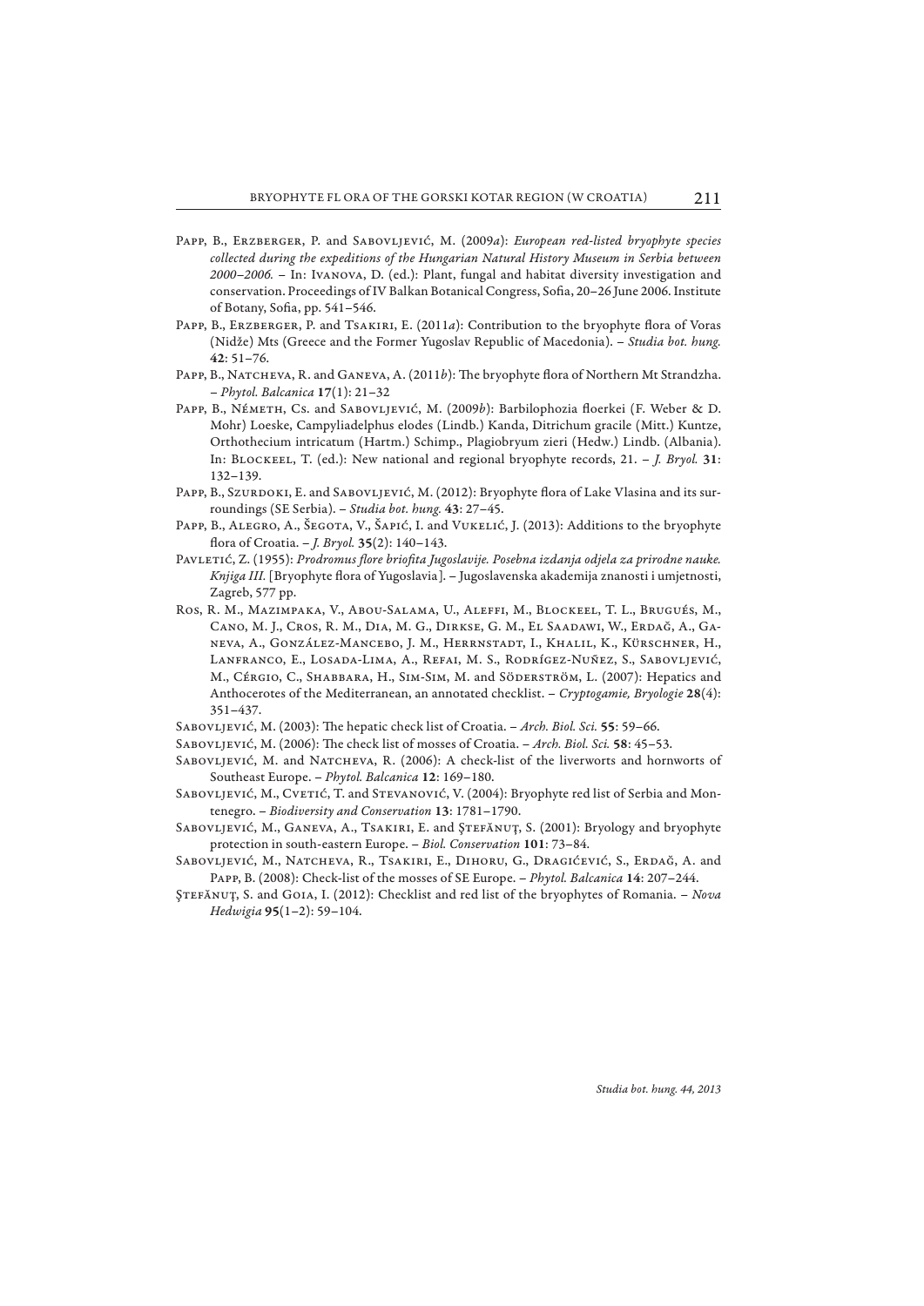Papp, B., Erzberger, P. and Sabovljević, M. (2009*a*): *European red-listed bryophyte species collected during the expeditions of the Hungarian Natural History Museum in Serbia between 2000–2006.* – In: Ivanova, D. (ed.): Plant, fungal and habitat diversity investigation and conservation. Proceedings of IV Balkan Botanical Congress, Sofia, 20–26 June 2006. Institute of Botany, Sofia, pp. 541–546.

Papp, B., Erzberger, P. and Tsakiri, E. (2011*a*): Contribution to the bryophyte flora of Voras (Nidže) Mts (Greece and the Former Yugoslav Republic of Macedonia). – *Studia bot. hung.* **42**: 51–76.

Papp, B., Natcheva, R. and Ganeva, A. (2011*b*): The bryophyte flora of Northern Mt Strandzha. – *Phytol. Balcanica* **17**(1): 21–32

Papp, B., Németh, Cs. and Sabovljević, M. (2009*b*): Barbilophozia floerkei (F. Weber & D. Mohr) Loeske, Campyliadelphus elodes (Lindb.) Kanda, Ditrichum gracile (Mitt.) Kuntze, Orthothecium intricatum (Hartm.) Schimp., Plagiobryum zieri (Hedw.) Lindb. (Albania). In: Blockeel, T. (ed.): New national and regional bryophyte records, 21. – *J. Bryol.* **31**: 132–139.

Papp, B., Szurdoki, E. and Sabovljević, M. (2012): Bryophyte flora of Lake Vlasina and its surroundings (SE Serbia). – *Studia bot. hung.* **43**: 27–45.

Papp, B., Alegro, A., Šegota, V., Šapić, I. and Vukelić, J. (2013): Additions to the bryophyte flora of Croatia. – *J. Bryol.* **35**(2): 140–143.

Pavletić, Z. (1955): *Prodromus flore briofita Jugoslavije. Posebna izdanja odjela za prirodne nauke. Knjiga III.* [Bryophyte flora of Yugoslavia]. – Jugoslavenska akademija znanosti i umjetnosti, Zagreb, 577 pp.

Ros, R. M., Mazimpaka, V., Abou-Salama, U., Aleffi, M., Blockeel, T. L., Brugués, M., Cano, M. J., Cros, R. M., Dia, M. G., Dirkse, G. M., El Saadawi, W., Erdağ, A., Ganeva, A., González-Mancebo, J. M., Herrnstadt, I., Khalil, K., Kürschner, H., Lanfranco, E., Losada-Lima, A., Refai, M. S., Rodrígez-Nuñez, S., Sabovljević, M., Cérgio, C., Shabbara, H., Sim-Sim, M. and Söderström, L. (2007): Hepatics and Anthocerotes of the Mediterranean, an annotated checklist. – *Cryptogamie, Bryologie* **28**(4): 351–437.

Sabovljević, M. (2003): The hepatic check list of Croatia. – *Arch. Biol. Sci.* **55**: 59–66.

Sabovljević, M. (2006): The check list of mosses of Croatia. – *Arch. Biol. Sci.* **58**: 45–53.

Sabovljević, M. and Natcheva, R. (2006): A check-list of the liverworts and hornworts of Southeast Europe. – *Phytol. Balcanica* **12**: 169–180.

Sabovljević, M., Cvetić, T. and Stevanović, V. (2004): Bryophyte red list of Serbia and Montenegro. – *Biodiversity and Conservation* **13**: 1781–1790.

Sabovljević, M., Ganeva, A., Tsakiri, E. and Ştefănuţ, S. (2001): Bryology and bryophyte protection in south-eastern Europe. – *Biol. Conservation* **101**: 73–84.

Sabovljević, M., Natcheva, R., Tsakiri, E., Dihoru, G., Dragićević, S., Erdağ, A. and Papp, B. (2008): Check-list of the mosses of SE Europe. – *Phytol. Balcanica* **14**: 207–244.

Ştefănuţ, S. and Goia, I. (2012): Checklist and red list of the bryophytes of Romania. – *Nova Hedwigia* **95**(1–2): 59–104.